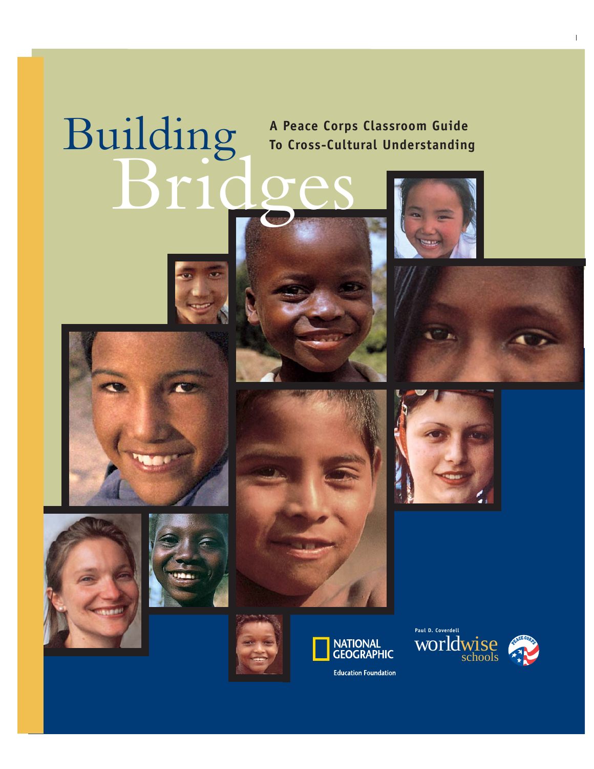# Building Bridges

## A Peace Corps Classroom Guide To Cross-Cultural Understanding

National Geographic Education Foundation

Paul D. Coverdell worldwise schools

Peace Corps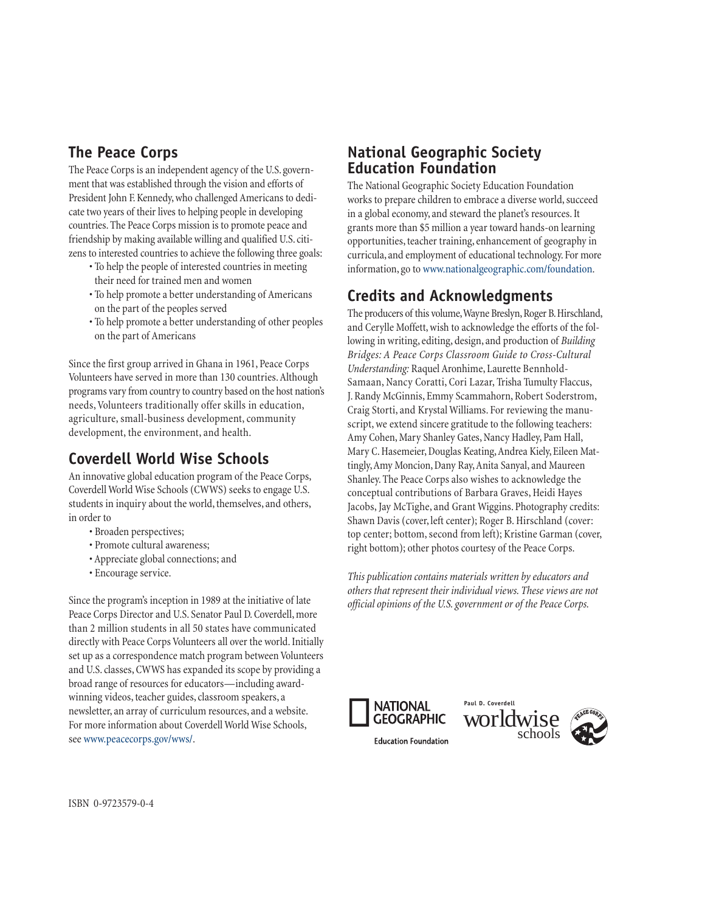## The Peace Corps

The Peace Corps is an independent agency of the U.S. government that was established through the vision and efforts of President John F. Kennedy, who challenged Americans to dedicate two years of their lives to helping people in developing countries. The Peace Corps mission is to promote peace and friendship by making available willing and qualified U.S. citizens to interested countries to achieve the following three goals:

- To help the people of interested countries in meeting their need for trained men and women
- To help promote a better understanding of Americans on the part of the peoples served
- To help promote a better understanding of other peoples on the part of Americans

Since the first group arrived in Ghana in 1961, Peace Corps Volunteers have served in more than 130 countries. Although programs vary from country to country based on the host nation's needs, Volunteers traditionally offer skills in education, agriculture, small-business development, community development, the environment, and health.

## Coverdell World Wise Schools

An innovative global education program of the Peace Corps, Coverdell World Wise Schools (CWWS) seeks to engage U.S. students in inquiry about the world, themselves, and others, in order to

- Broaden perspectives;
- Promote cultural awareness;
- Appreciate global connections; and
- Encourage service.

Since the program's inception in 1989 at the initiative of late Peace Corps Director and U.S. Senator Paul D. Coverdell, more than 2 million students in all 50 states have communicated directly with Peace Corps Volunteers all over the world. Initially set up as a correspondence match program between Volunteers and U.S. classes, CWWS has expanded its scope by providing a broad range of resources for educators—including award-winning videos, teacher guides, classroom speakers, a newsletter, an array of curriculum resources, and a website. For more information about Coverdell World Wise Schools, see www.peacecorps.gov/wws/.

## National Geographic Society Education Foundation

The National Geographic Society Education Foundation works to prepare children to embrace a diverse world, succeed in a global economy, and steward the planet's resources. It grants more than $5 million a year toward hands-on learning opportunities, teacher training, enhancement of geography in curricula, and employment of educational technology. For more information, go to www.nationalgeographic.com/foundation.

## Credits and Acknowledgments

The producers of this volume, Wayne Breslyn, Roger B. Hirschland, and Cerylle Moffett, wish to acknowledge the efforts of the following in writing, editing, design, and production of *Building Bridges: A Peace Corps Classroom Guide to Cross-Cultural Understanding:* Raquel Aronhime, Laurette Bennhold-Samaan, Nancy Coratti, Cori Lazar, Trisha Tumulty Flaccus, J. Randy McGinnis, Emmy Scammahorn, Robert Soderstrom, Craig Storti, and Krystal Williams. For reviewing the manuscript, we extend sincere gratitude to the following teachers: Amy Cohen, Mary Shanley Gates, Nancy Hadley, Pam Hall, Mary C. Hasemeier, Douglas Keating, Andrea Kiely, Eileen Mattingly, Amy Moncion, Dany Ray, Anita Sanyal, and Maureen Shanley. The Peace Corps also wishes to acknowledge the conceptual contributions of Barbara Graves, Heidi Hayes Jacobs, Jay McTighe, and Grant Wiggins. Photography credits: Shawn Davis (cover, left center); Roger B. Hirschland (cover: top center; bottom, second from left); Kristine Garman (cover, right bottom); other photos courtesy of the Peace Corps.

*This publication contains materials written by educators and others that represent their individual views. These views are not official opinions of the U.S. government or of the Peace Corps.*

NATIONAL GEOGRAPHIC Education Foundation

Paul D. Coverdell worldwise schools

ISBN 0-9723579-0-4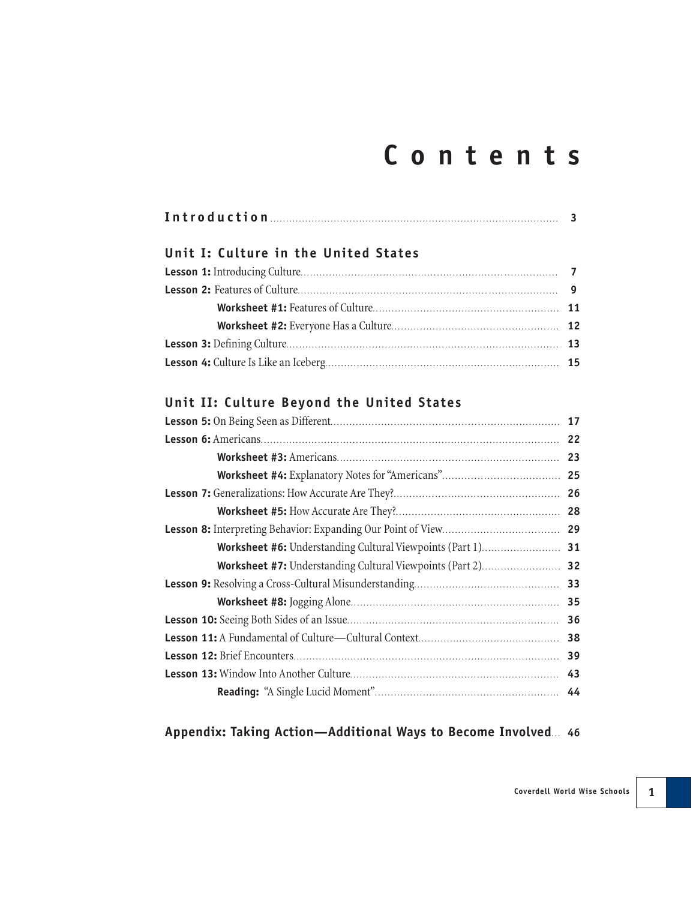# Contents

**Introduction** .......... 3

## Unit I: Culture in the United States

**Lesson 1:** Introducing Culture .......... 7

**Lesson 2:** Features of Culture .......... 9

- **Worksheet #1:** Features of Culture .......... 11
- **Worksheet #2:** Everyone Has a Culture .......... 12

**Lesson 3:** Defining Culture .......... 13

**Lesson 4:** Culture Is Like an Iceberg .......... 15

## Unit II: Culture Beyond the United States

**Lesson 5:** On Being Seen as Different .......... 17

**Lesson 6:** Americans .......... 22

- **Worksheet #3:** Americans .......... 23
- **Worksheet #4:** Explanatory Notes for "Americans" .......... 25

**Lesson 7:** Generalizations: How Accurate Are They? .......... 26

- **Worksheet #5:** How Accurate Are They? .......... 28

**Lesson 8:** Interpreting Behavior: Expanding Our Point of View .......... 29

- **Worksheet #6:** Understanding Cultural Viewpoints (Part 1) .......... 31
- **Worksheet #7:** Understanding Cultural Viewpoints (Part 2) .......... 32

**Lesson 9:** Resolving a Cross-Cultural Misunderstanding .......... 33

- **Worksheet #8:** Jogging Alone .......... 35

**Lesson 10:** Seeing Both Sides of an Issue .......... 36

**Lesson 11:** A Fundamental of Culture—Cultural Context .......... 38

**Lesson 12:** Brief Encounters .......... 39

**Lesson 13:** Window Into Another Culture .......... 43

- **Reading:** "A Single Lucid Moment" .......... 44

## Appendix: Taking Action—Additional Ways to Become Involved .......... 46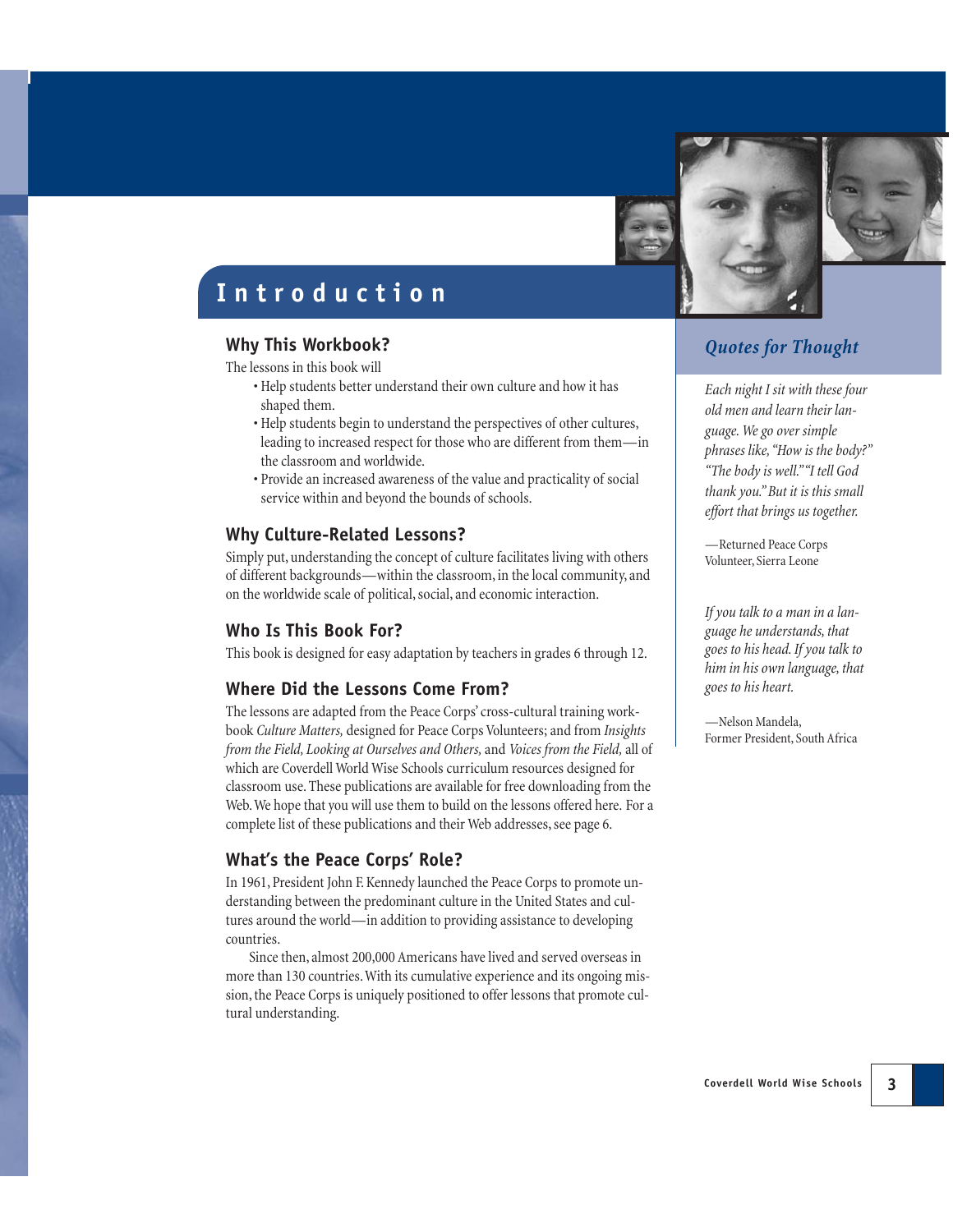# Introduction

## Why This Workbook?

The lessons in this book will

- Help students better understand their own culture and how it has shaped them.
- Help students begin to understand the perspectives of other cultures, leading to increased respect for those who are different from them—in the classroom and worldwide.
- Provide an increased awareness of the value and practicality of social service within and beyond the bounds of schools.

## Why Culture-Related Lessons?

Simply put, understanding the concept of culture facilitates living with others of different backgrounds—within the classroom, in the local community, and on the worldwide scale of political, social, and economic interaction.

## Who Is This Book For?

This book is designed for easy adaptation by teachers in grades 6 through 12.

## Where Did the Lessons Come From?

The lessons are adapted from the Peace Corps' cross-cultural training workbook *Culture Matters,* designed for Peace Corps Volunteers; and from *Insights from the Field, Looking at Ourselves and Others,* and *Voices from the Field,* all of which are Coverdell World Wise Schools curriculum resources designed for classroom use. These publications are available for free downloading from the Web. We hope that you will use them to build on the lessons offered here. For a complete list of these publications and their Web addresses, see page 6.

## What's the Peace Corps' Role?

In 1961, President John F. Kennedy launched the Peace Corps to promote understanding between the predominant culture in the United States and cultures around the world—in addition to providing assistance to developing countries.

Since then, almost 200,000 Americans have lived and served overseas in more than 130 countries. With its cumulative experience and its ongoing mission, the Peace Corps is uniquely positioned to offer lessons that promote cultural understanding.

## *Quotes for Thought*

*Each night I sit with these four old men and learn their language. We go over simple phrases like, "How is the body?" "The body is well." "I tell God thank you." But it is this small effort that brings us together.*

—Returned Peace Corps Volunteer, Sierra Leone

*If you talk to a man in a language he understands, that goes to his head. If you talk to him in his own language, that goes to his heart.*

—Nelson Mandela, Former President, South Africa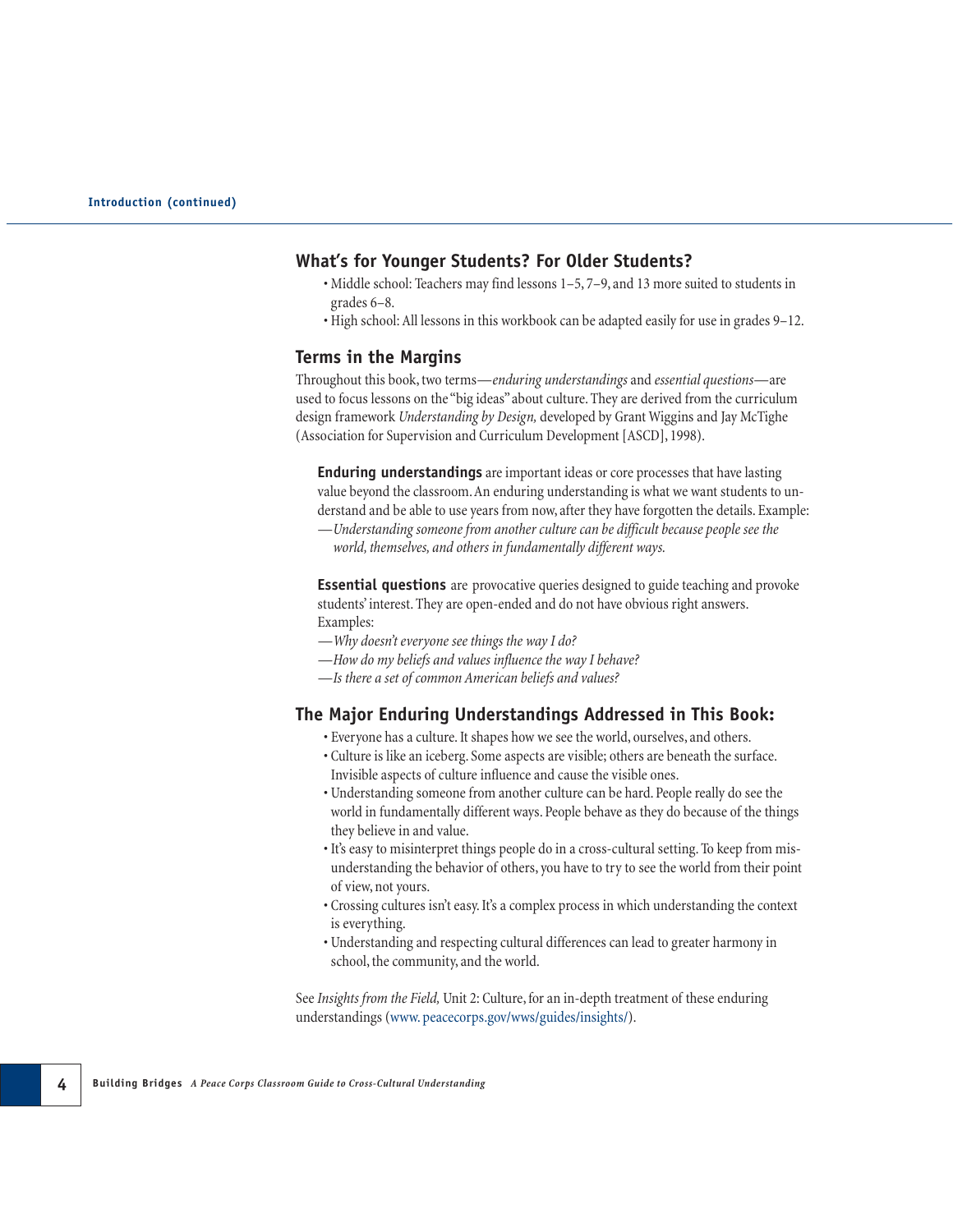## What's for Younger Students? For Older Students?

- Middle school: Teachers may find lessons 1–5, 7–9, and 13 more suited to students in grades 6–8.
- High school: All lessons in this workbook can be adapted easily for use in grades 9–12.

## Terms in the Margins

Throughout this book, two terms—*enduring understandings* and *essential questions*—are used to focus lessons on the "big ideas" about culture. They are derived from the curriculum design framework *Understanding by Design,* developed by Grant Wiggins and Jay McTighe (Association for Supervision and Curriculum Development [ASCD], 1998).

**Enduring understandings** are important ideas or core processes that have lasting value beyond the classroom. An enduring understanding is what we want students to understand and be able to use years from now, after they have forgotten the details. Example:
—*Understanding someone from another culture can be difficult because people see the world, themselves, and others in fundamentally different ways.*

**Essential questions** are provocative queries designed to guide teaching and provoke students' interest. They are open-ended and do not have obvious right answers. Examples:
—*Why doesn't everyone see things the way I do?*
—*How do my beliefs and values influence the way I behave?*
—*Is there a set of common American beliefs and values?*

## The Major Enduring Understandings Addressed in This Book:

- Everyone has a culture. It shapes how we see the world, ourselves, and others.
- Culture is like an iceberg. Some aspects are visible; others are beneath the surface. Invisible aspects of culture influence and cause the visible ones.
- Understanding someone from another culture can be hard. People really do see the world in fundamentally different ways. People behave as they do because of the things they believe in and value.
- It's easy to misinterpret things people do in a cross-cultural setting. To keep from misunderstanding the behavior of others, you have to try to see the world from their point of view, not yours.
- Crossing cultures isn't easy. It's a complex process in which understanding the context is everything.
- Understanding and respecting cultural differences can lead to greater harmony in school, the community, and the world.

See *Insights from the Field,* Unit 2: Culture, for an in-depth treatment of these enduring understandings (www. peacecorps.gov/wws/guides/insights/).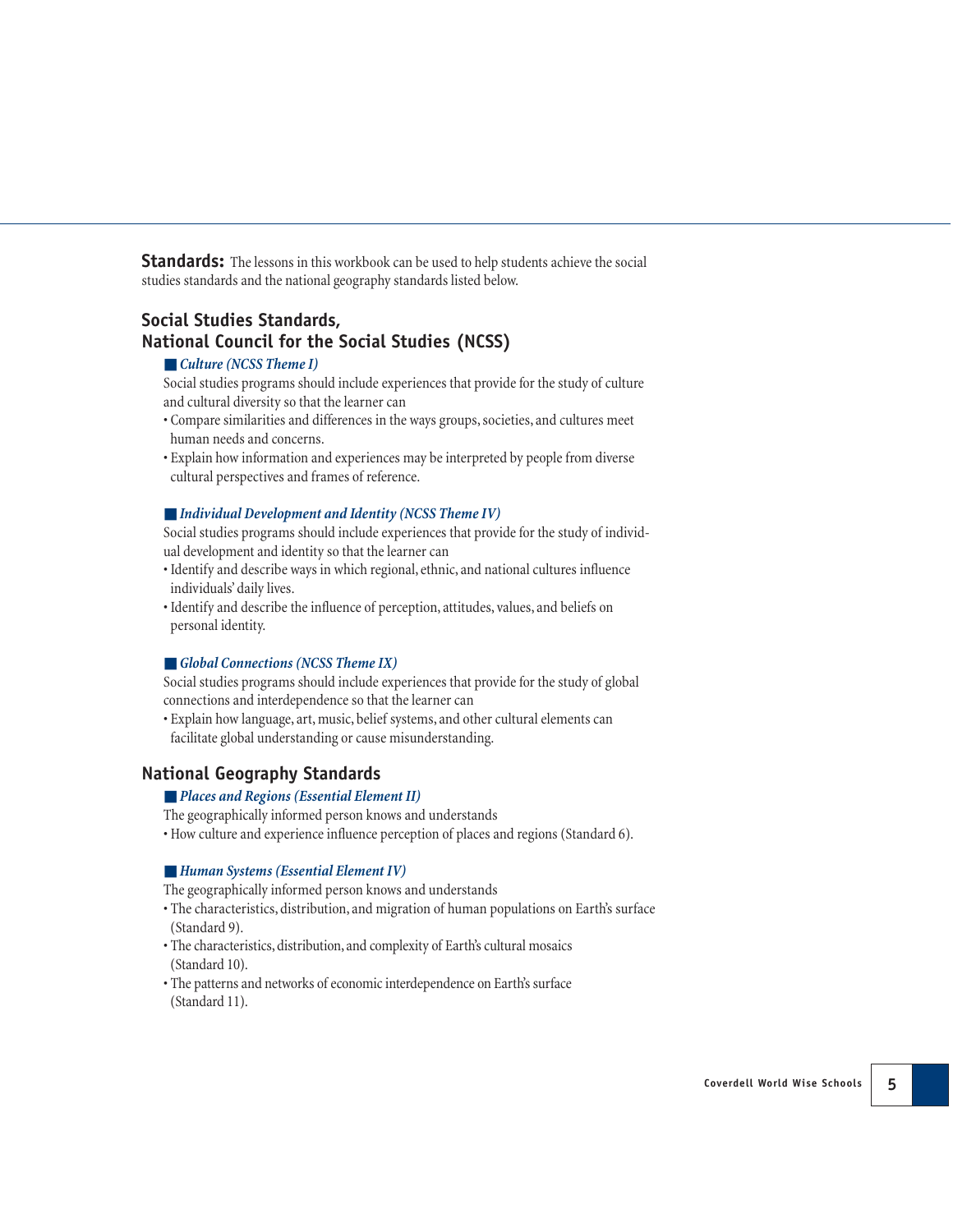**Standards:** The lessons in this workbook can be used to help students achieve the social studies standards and the national geography standards listed below.

## Social Studies Standards, National Council for the Social Studies (NCSS)

### *Culture (NCSS Theme I)*

Social studies programs should include experiences that provide for the study of culture and cultural diversity so that the learner can

- Compare similarities and differences in the ways groups, societies, and cultures meet human needs and concerns.
- Explain how information and experiences may be interpreted by people from diverse cultural perspectives and frames of reference.

### *Individual Development and Identity (NCSS Theme IV)*

Social studies programs should include experiences that provide for the study of individual development and identity so that the learner can

- Identify and describe ways in which regional, ethnic, and national cultures influence individuals' daily lives.
- Identify and describe the influence of perception, attitudes, values, and beliefs on personal identity.

### *Global Connections (NCSS Theme IX)*

Social studies programs should include experiences that provide for the study of global connections and interdependence so that the learner can

- Explain how language, art, music, belief systems, and other cultural elements can facilitate global understanding or cause misunderstanding.

## National Geography Standards

### *Places and Regions (Essential Element II)*

The geographically informed person knows and understands

- How culture and experience influence perception of places and regions (Standard 6).

### *Human Systems (Essential Element IV)*

The geographically informed person knows and understands

- The characteristics, distribution, and migration of human populations on Earth's surface (Standard 9).
- The characteristics, distribution, and complexity of Earth's cultural mosaics (Standard 10).
- The patterns and networks of economic interdependence on Earth's surface (Standard 11).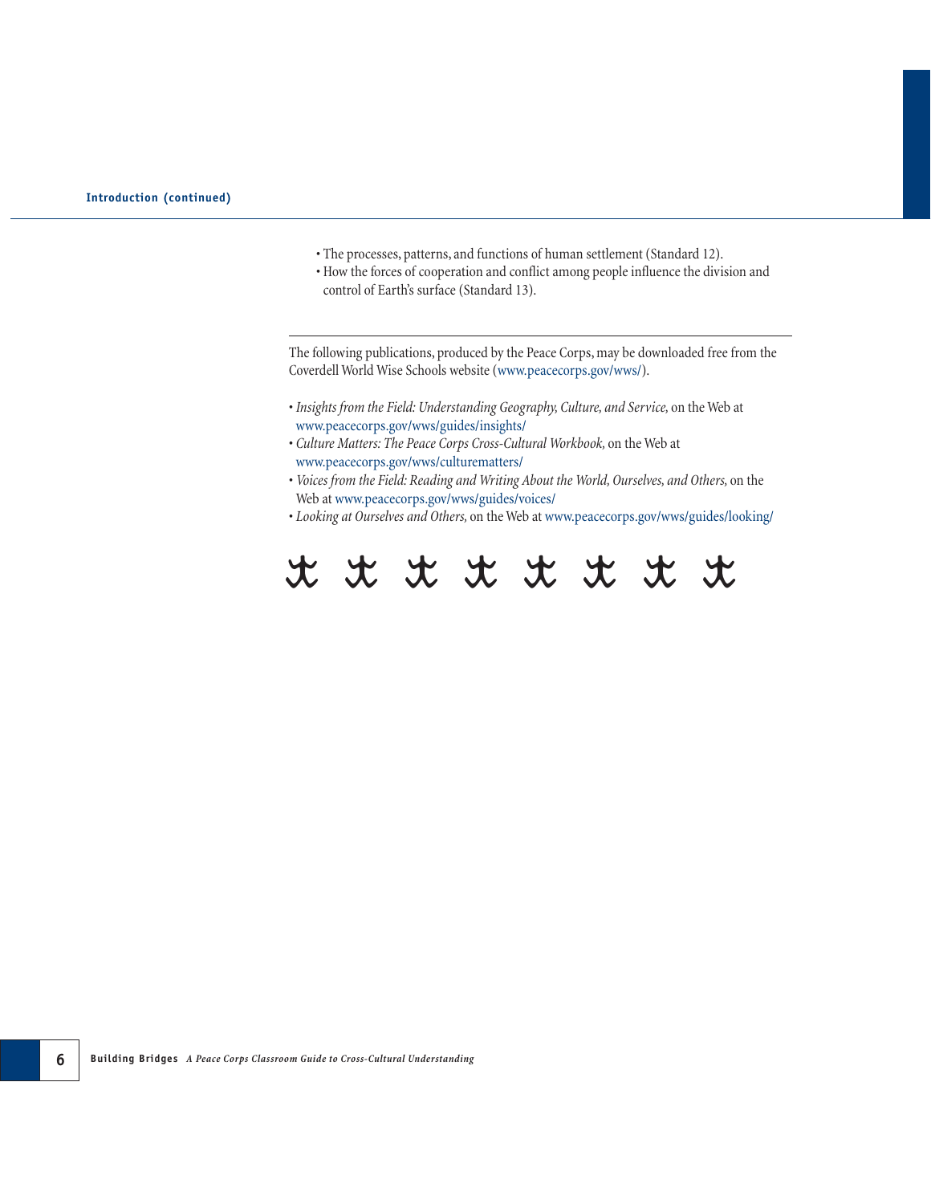- The processes, patterns, and functions of human settlement (Standard 12).
- How the forces of cooperation and conflict among people influence the division and control of Earth's surface (Standard 13).

---

The following publications, produced by the Peace Corps, may be downloaded free from the Coverdell World Wise Schools website (www.peacecorps.gov/wws/).

- *Insights from the Field: Understanding Geography, Culture, and Service,* on the Web at www.peacecorps.gov/wws/guides/insights/
- *Culture Matters: The Peace Corps Cross-Cultural Workbook,* on the Web at www.peacecorps.gov/wws/culturematters/
- *Voices from the Field: Reading and Writing About the World, Ourselves, and Others,* on the Web at www.peacecorps.gov/wws/guides/voices/
- *Looking at Ourselves and Others,* on the Web at www.peacecorps.gov/wws/guides/looking/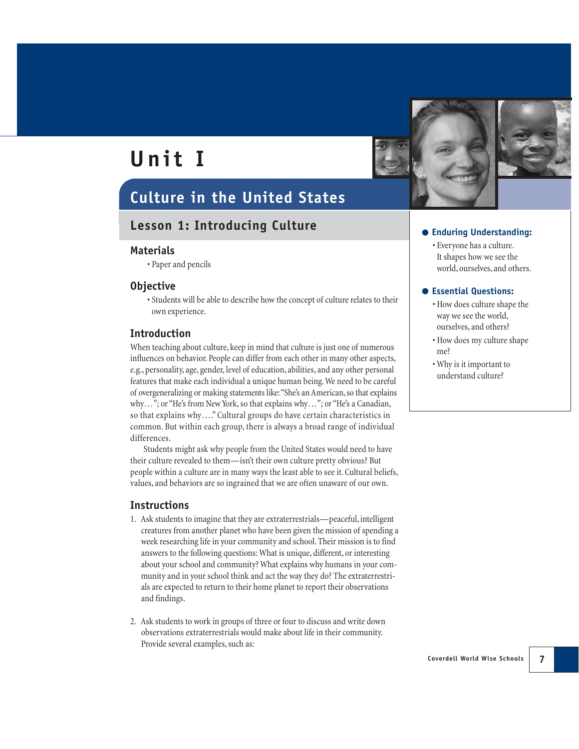# Unit I

## Culture in the United States

### Lesson 1: Introducing Culture

#### Materials

- Paper and pencils

#### Objective

- Students will be able to describe how the concept of culture relates to their own experience.

#### Introduction

When teaching about culture, keep in mind that culture is just one of numerous influences on behavior. People can differ from each other in many other aspects, e.g., personality, age, gender, level of education, abilities, and any other personal features that make each individual a unique human being. We need to be careful of overgeneralizing or making statements like: "She's an American, so that explains why…"; or "He's from New York, so that explains why…"; or "He's a Canadian, so that explains why…." Cultural groups do have certain characteristics in common. But within each group, there is always a broad range of individual differences.

Students might ask why people from the United States would need to have their culture revealed to them—isn't their own culture pretty obvious? But people within a culture are in many ways the least able to see it. Cultural beliefs, values, and behaviors are so ingrained that we are often unaware of our own.

#### Instructions

1. Ask students to imagine that they are extraterrestrials—peaceful, intelligent creatures from another planet who have been given the mission of spending a week researching life in your community and school. Their mission is to find answers to the following questions: What is unique, different, or interesting about your school and community? What explains why humans in your community and in your school think and act the way they do? The extraterrestrials are expected to return to their home planet to report their observations and findings.

2. Ask students to work in groups of three or four to discuss and write down observations extraterrestrials would make about life in their community. Provide several examples, such as:

**Enduring Understanding:**

- Everyone has a culture. It shapes how we see the world, ourselves, and others.

**Essential Questions:**

- How does culture shape the way we see the world, ourselves, and others?
- How does my culture shape me?
- Why is it important to understand culture?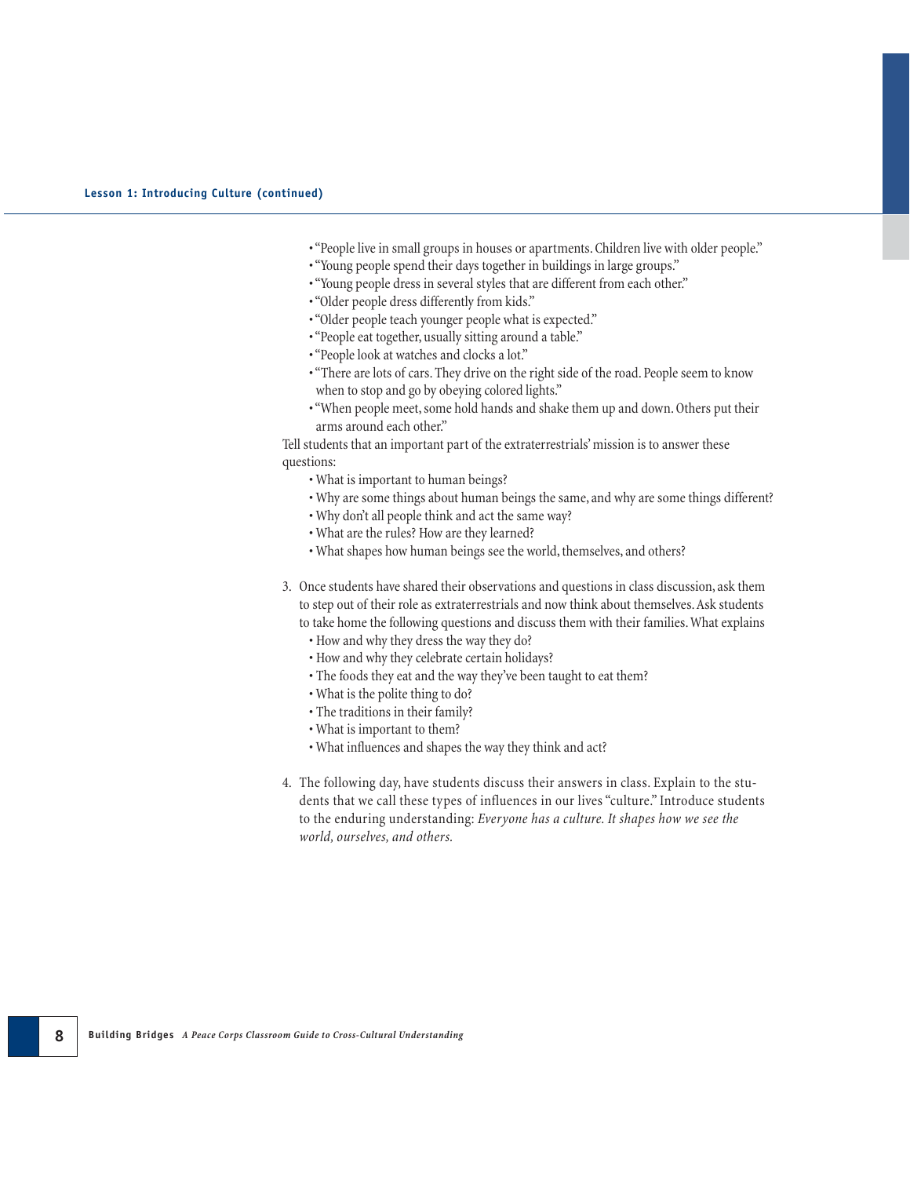- "People live in small groups in houses or apartments. Children live with older people."
- "Young people spend their days together in buildings in large groups."
- "Young people dress in several styles that are different from each other."
- "Older people dress differently from kids."
- "Older people teach younger people what is expected."
- "People eat together, usually sitting around a table."
- "People look at watches and clocks a lot."
- "There are lots of cars. They drive on the right side of the road. People seem to know when to stop and go by obeying colored lights."
- "When people meet, some hold hands and shake them up and down. Others put their arms around each other."

Tell students that an important part of the extraterrestrials' mission is to answer these questions:

- What is important to human beings?
- Why are some things about human beings the same, and why are some things different?
- Why don't all people think and act the same way?
- What are the rules? How are they learned?
- What shapes how human beings see the world, themselves, and others?

3. Once students have shared their observations and questions in class discussion, ask them to step out of their role as extraterrestrials and now think about themselves. Ask students to take home the following questions and discuss them with their families. What explains
   - How and why they dress the way they do?
   - How and why they celebrate certain holidays?
   - The foods they eat and the way they've been taught to eat them?
   - What is the polite thing to do?
   - The traditions in their family?
   - What is important to them?
   - What influences and shapes the way they think and act?

4. The following day, have students discuss their answers in class. Explain to the students that we call these types of influences in our lives "culture." Introduce students to the enduring understanding: *Everyone has a culture. It shapes how we see the world, ourselves, and others.*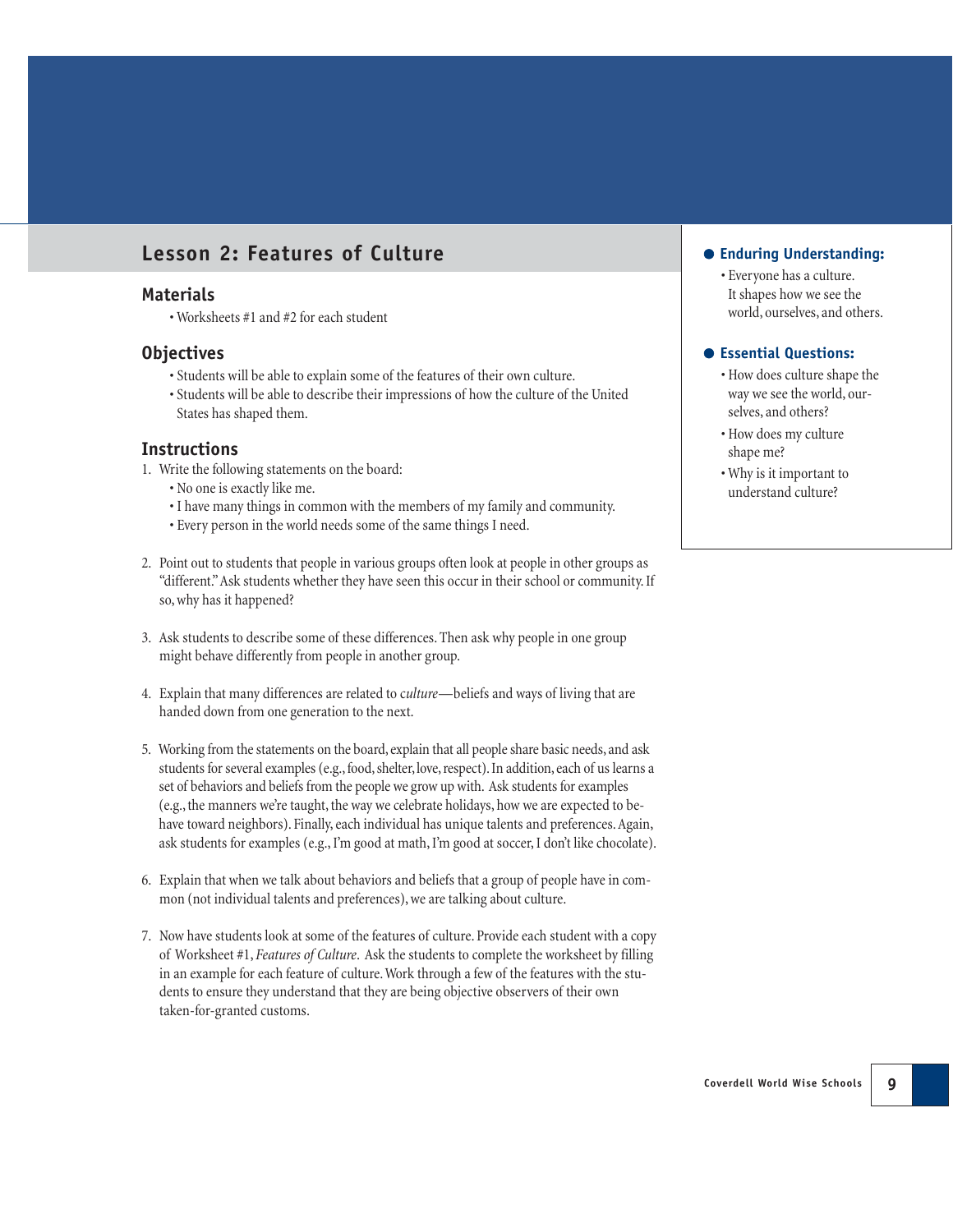## Lesson 2: Features of Culture

### Materials

- Worksheets #1 and #2 for each student

### Objectives

- Students will be able to explain some of the features of their own culture.
- Students will be able to describe their impressions of how the culture of the United States has shaped them.

### Instructions

1. Write the following statements on the board:
   - No one is exactly like me.
   - I have many things in common with the members of my family and community.
   - Every person in the world needs some of the same things I need.

2. Point out to students that people in various groups often look at people in other groups as "different." Ask students whether they have seen this occur in their school or community. If so, why has it happened?

3. Ask students to describe some of these differences. Then ask why people in one group might behave differently from people in another group.

4. Explain that many differences are related to *culture*—beliefs and ways of living that are handed down from one generation to the next.

5. Working from the statements on the board, explain that all people share basic needs, and ask students for several examples (e.g., food, shelter, love, respect). In addition, each of us learns a set of behaviors and beliefs from the people we grow up with. Ask students for examples (e.g., the manners we're taught, the way we celebrate holidays, how we are expected to behave toward neighbors). Finally, each individual has unique talents and preferences. Again, ask students for examples (e.g., I'm good at math, I'm good at soccer, I don't like chocolate).

6. Explain that when we talk about behaviors and beliefs that a group of people have in common (not individual talents and preferences), we are talking about culture.

7. Now have students look at some of the features of culture. Provide each student with a copy of Worksheet #1, *Features of Culture*. Ask the students to complete the worksheet by filling in an example for each feature of culture. Work through a few of the features with the students to ensure they understand that they are being objective observers of their own taken-for-granted customs.

**Enduring Understanding:**

- Everyone has a culture. It shapes how we see the world, ourselves, and others.

**Essential Questions:**

- How does culture shape the way we see the world, ourselves, and others?
- How does my culture shape me?
- Why is it important to understand culture?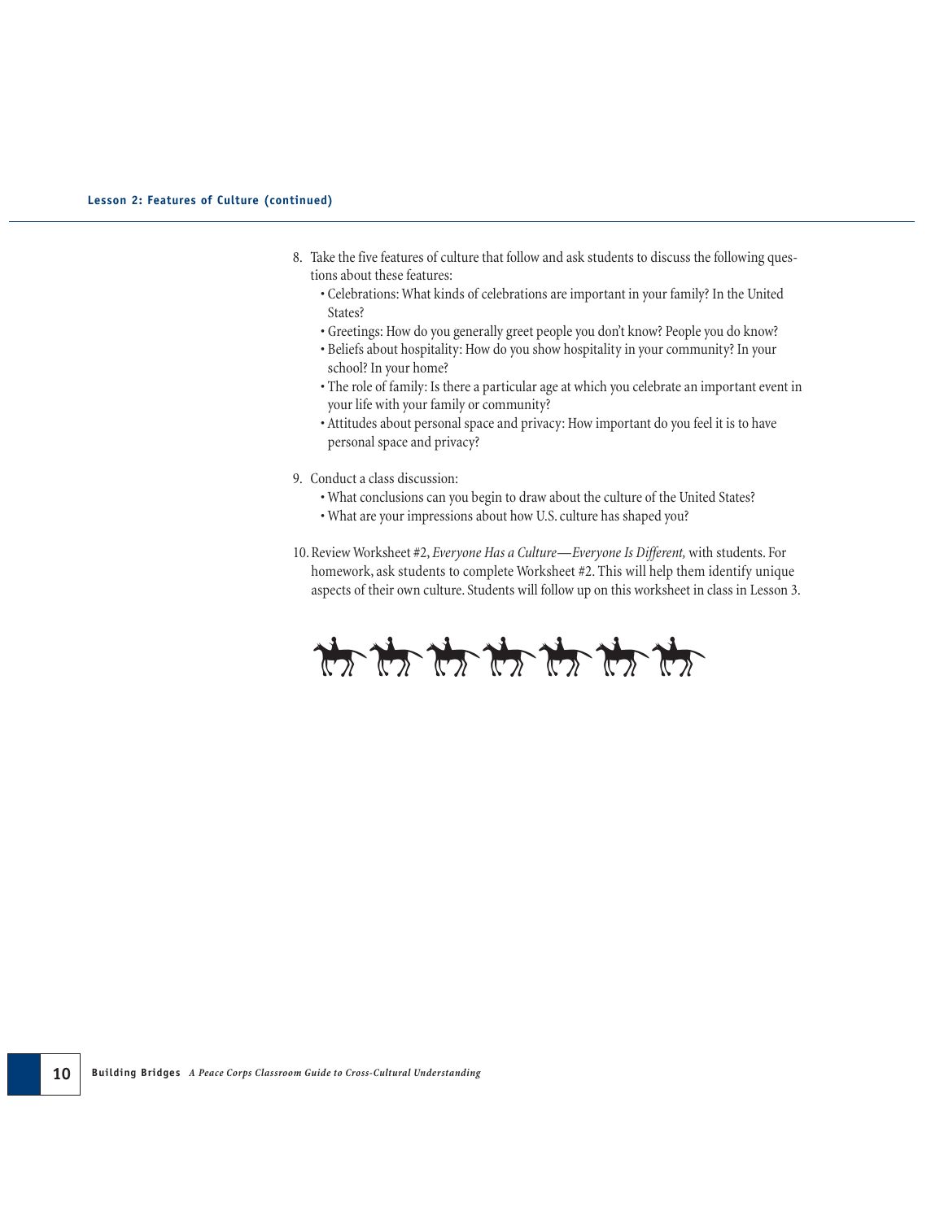8. Take the five features of culture that follow and ask students to discuss the following questions about these features:
   - Celebrations: What kinds of celebrations are important in your family? In the United States?
   - Greetings: How do you generally greet people you don't know? People you do know?
   - Beliefs about hospitality: How do you show hospitality in your community? In your school? In your home?
   - The role of family: Is there a particular age at which you celebrate an important event in your life with your family or community?
   - Attitudes about personal space and privacy: How important do you feel it is to have personal space and privacy?

9. Conduct a class discussion:
   - What conclusions can you begin to draw about the culture of the United States?
   - What are your impressions about how U.S. culture has shaped you?

10. Review Worksheet #2, *Everyone Has a Culture—Everyone Is Different,* with students. For homework, ask students to complete Worksheet #2. This will help them identify unique aspects of their own culture. Students will follow up on this worksheet in class in Lesson 3.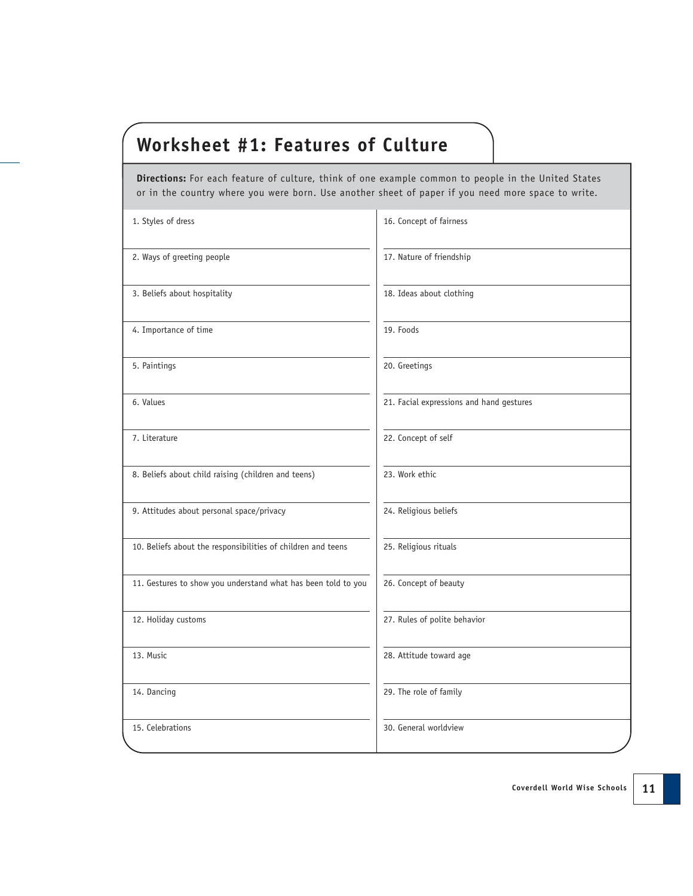# Worksheet #1: Features of Culture

**Directions:** For each feature of culture, think of one example common to people in the United States or in the country where you were born. Use another sheet of paper if you need more space to write.

| | |
|---|---|
| 1. Styles of dress | 16. Concept of fairness |
| 2. Ways of greeting people | 17. Nature of friendship |
| 3. Beliefs about hospitality | 18. Ideas about clothing |
| 4. Importance of time | 19. Foods |
| 5. Paintings | 20. Greetings |
| 6. Values | 21. Facial expressions and hand gestures |
| 7. Literature | 22. Concept of self |
| 8. Beliefs about child raising (children and teens) | 23. Work ethic |
| 9. Attitudes about personal space/privacy | 24. Religious beliefs |
| 10. Beliefs about the responsibilities of children and teens | 25. Religious rituals |
| 11. Gestures to show you understand what has been told to you | 26. Concept of beauty |
| 12. Holiday customs | 27. Rules of polite behavior |
| 13. Music | 28. Attitude toward age |
| 14. Dancing | 29. The role of family |
| 15. Celebrations | 30. General worldview |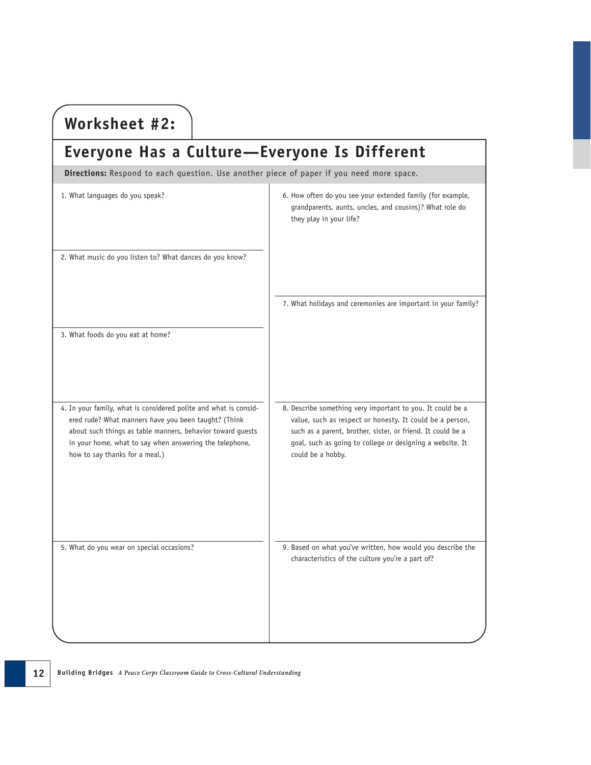# Worksheet #2:

## Everyone Has a Culture—Everyone Is Different

**Directions:** Respond to each question. Use another piece of paper if you need more space.

1. What languages do you speak?

2. What music do you listen to? What dances do you know?

3. What foods do you eat at home?

4. In your family, what is considered polite and what is considered rude? What manners have you been taught? (Think about such things as table manners, behavior toward guests in your home, what to say when answering the telephone, how to say thanks for a meal.)

5. What do you wear on special occasions?

6. How often do you see your extended family (for example, grandparents, aunts, uncles, and cousins)? What role do they play in your life?

7. What holidays and ceremonies are important in your family?

8. Describe something very important to you. It could be a value, such as respect or honesty. It could be a person, such as a parent, brother, sister, or friend. It could be a goal, such as going to college or designing a website. It could be a hobby.

9. Based on what you've written, how would you describe the characteristics of the culture you're a part of?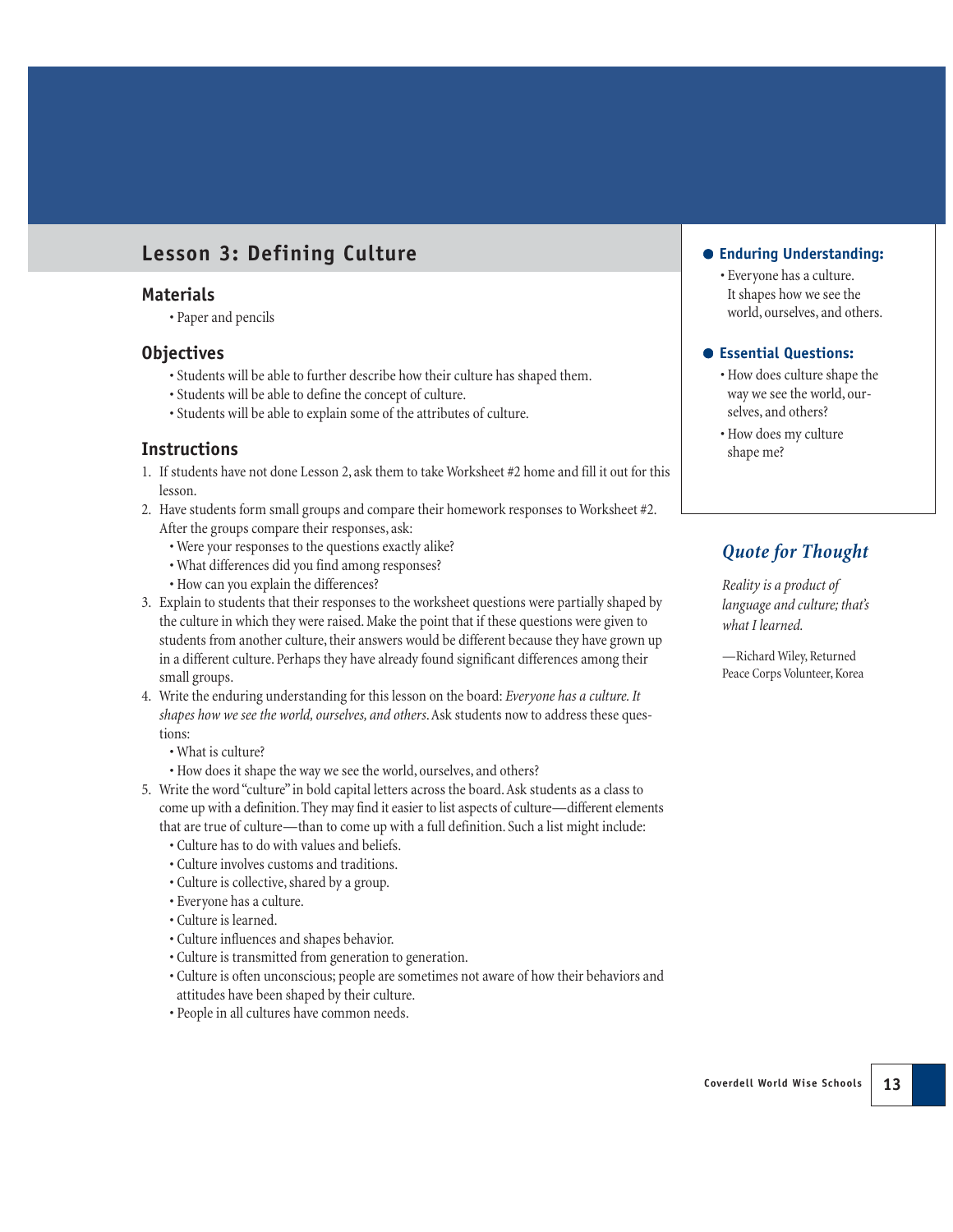## Lesson 3: Defining Culture

### Materials

- Paper and pencils

### Objectives

- Students will be able to further describe how their culture has shaped them.
- Students will be able to define the concept of culture.
- Students will be able to explain some of the attributes of culture.

### Instructions

1. If students have not done Lesson 2, ask them to take Worksheet #2 home and fill it out for this lesson.
2. Have students form small groups and compare their homework responses to Worksheet #2. After the groups compare their responses, ask:
   - Were your responses to the questions exactly alike?
   - What differences did you find among responses?
   - How can you explain the differences?
3. Explain to students that their responses to the worksheet questions were partially shaped by the culture in which they were raised. Make the point that if these questions were given to students from another culture, their answers would be different because they have grown up in a different culture. Perhaps they have already found significant differences among their small groups.
4. Write the enduring understanding for this lesson on the board: *Everyone has a culture. It shapes how we see the world, ourselves, and others.* Ask students now to address these questions:
   - What is culture?
   - How does it shape the way we see the world, ourselves, and others?
5. Write the word "culture" in bold capital letters across the board. Ask students as a class to come up with a definition. They may find it easier to list aspects of culture—different elements that are true of culture—than to come up with a full definition. Such a list might include:
   - Culture has to do with values and beliefs.
   - Culture involves customs and traditions.
   - Culture is collective, shared by a group.
   - Everyone has a culture.
   - Culture is learned.
   - Culture influences and shapes behavior.
   - Culture is transmitted from generation to generation.
   - Culture is often unconscious; people are sometimes not aware of how their behaviors and attitudes have been shaped by their culture.
   - People in all cultures have common needs.

**Enduring Understanding:**

- Everyone has a culture. It shapes how we see the world, ourselves, and others.

**Essential Questions:**

- How does culture shape the way we see the world, ourselves, and others?
- How does my culture shape me?

### *Quote for Thought*

*Reality is a product of language and culture; that's what I learned.*

—Richard Wiley, Returned Peace Corps Volunteer, Korea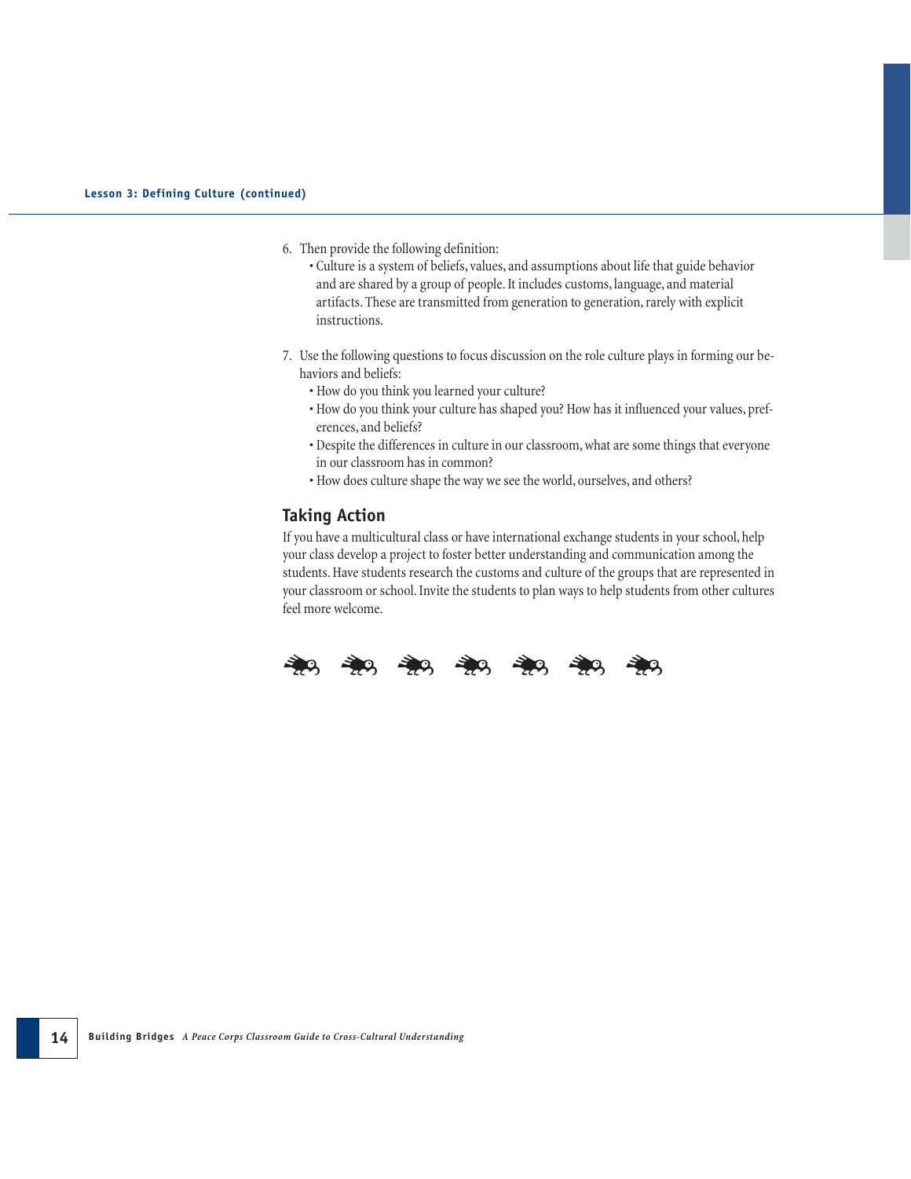6. Then provide the following definition:
   - Culture is a system of beliefs, values, and assumptions about life that guide behavior and are shared by a group of people. It includes customs, language, and material artifacts. These are transmitted from generation to generation, rarely with explicit instructions.

7. Use the following questions to focus discussion on the role culture plays in forming our behaviors and beliefs:
   - How do you think you learned your culture?
   - How do you think your culture has shaped you? How has it influenced your values, preferences, and beliefs?
   - Despite the differences in culture in our classroom, what are some things that everyone in our classroom has in common?
   - How does culture shape the way we see the world, ourselves, and others?

## Taking Action

If you have a multicultural class or have international exchange students in your school, help your class develop a project to foster better understanding and communication among the students. Have students research the customs and culture of the groups that are represented in your classroom or school. Invite the students to plan ways to help students from other cultures feel more welcome.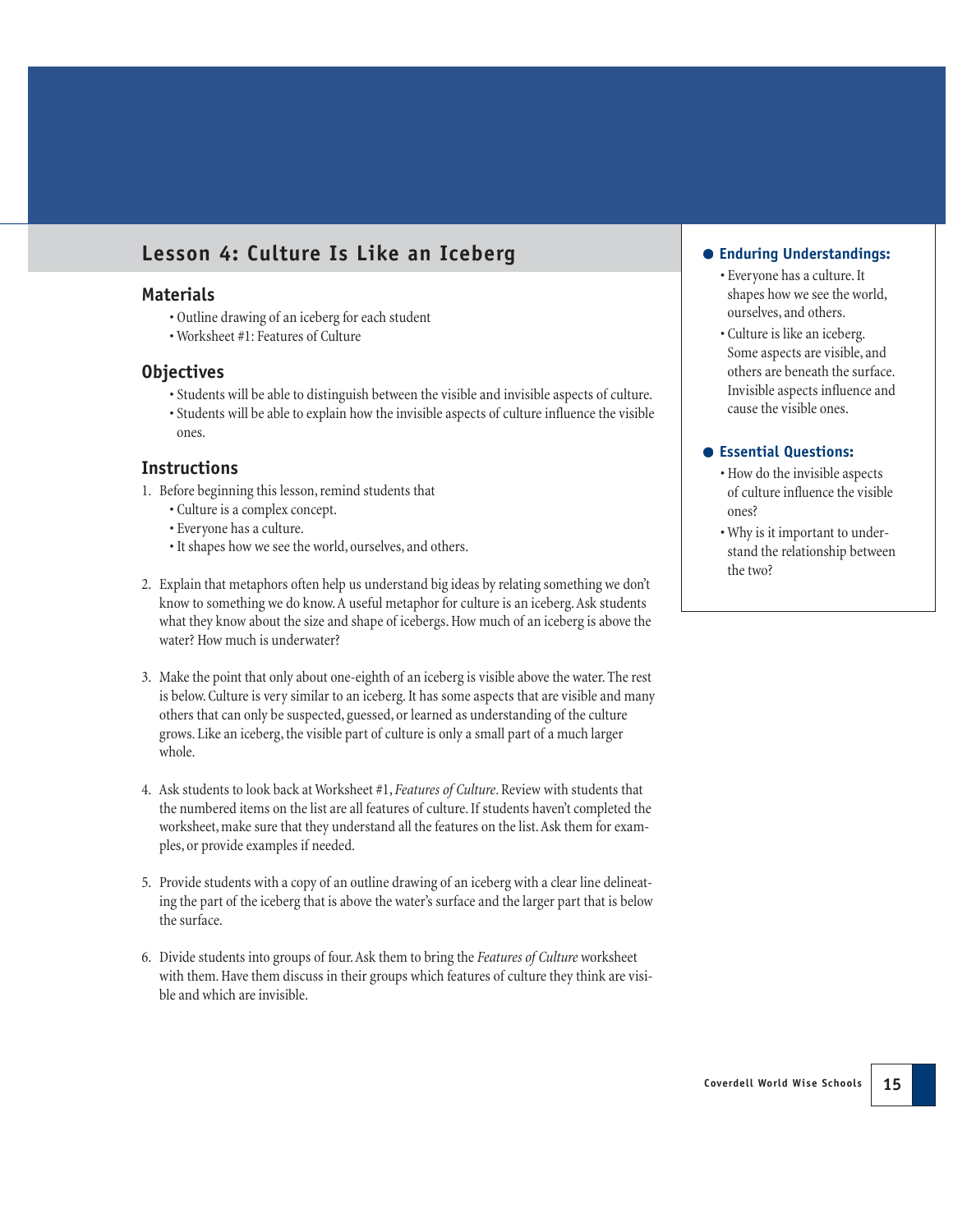## Lesson 4: Culture Is Like an Iceberg

### Materials

- Outline drawing of an iceberg for each student
- Worksheet #1: Features of Culture

### Objectives

- Students will be able to distinguish between the visible and invisible aspects of culture.
- Students will be able to explain how the invisible aspects of culture influence the visible ones.

### Instructions

1. Before beginning this lesson, remind students that
   - Culture is a complex concept.
   - Everyone has a culture.
   - It shapes how we see the world, ourselves, and others.

2. Explain that metaphors often help us understand big ideas by relating something we don't know to something we do know. A useful metaphor for culture is an iceberg. Ask students what they know about the size and shape of icebergs. How much of an iceberg is above the water? How much is underwater?

3. Make the point that only about one-eighth of an iceberg is visible above the water. The rest is below. Culture is very similar to an iceberg. It has some aspects that are visible and many others that can only be suspected, guessed, or learned as understanding of the culture grows. Like an iceberg, the visible part of culture is only a small part of a much larger whole.

4. Ask students to look back at Worksheet #1, *Features of Culture*. Review with students that the numbered items on the list are all features of culture. If students haven't completed the worksheet, make sure that they understand all the features on the list. Ask them for examples, or provide examples if needed.

5. Provide students with a copy of an outline drawing of an iceberg with a clear line delineating the part of the iceberg that is above the water's surface and the larger part that is below the surface.

6. Divide students into groups of four. Ask them to bring the *Features of Culture* worksheet with them. Have them discuss in their groups which features of culture they think are visible and which are invisible.

**Enduring Understandings:**

- Everyone has a culture. It shapes how we see the world, ourselves, and others.
- Culture is like an iceberg. Some aspects are visible, and others are beneath the surface. Invisible aspects influence and cause the visible ones.

**Essential Questions:**

- How do the invisible aspects of culture influence the visible ones?
- Why is it important to understand the relationship between the two?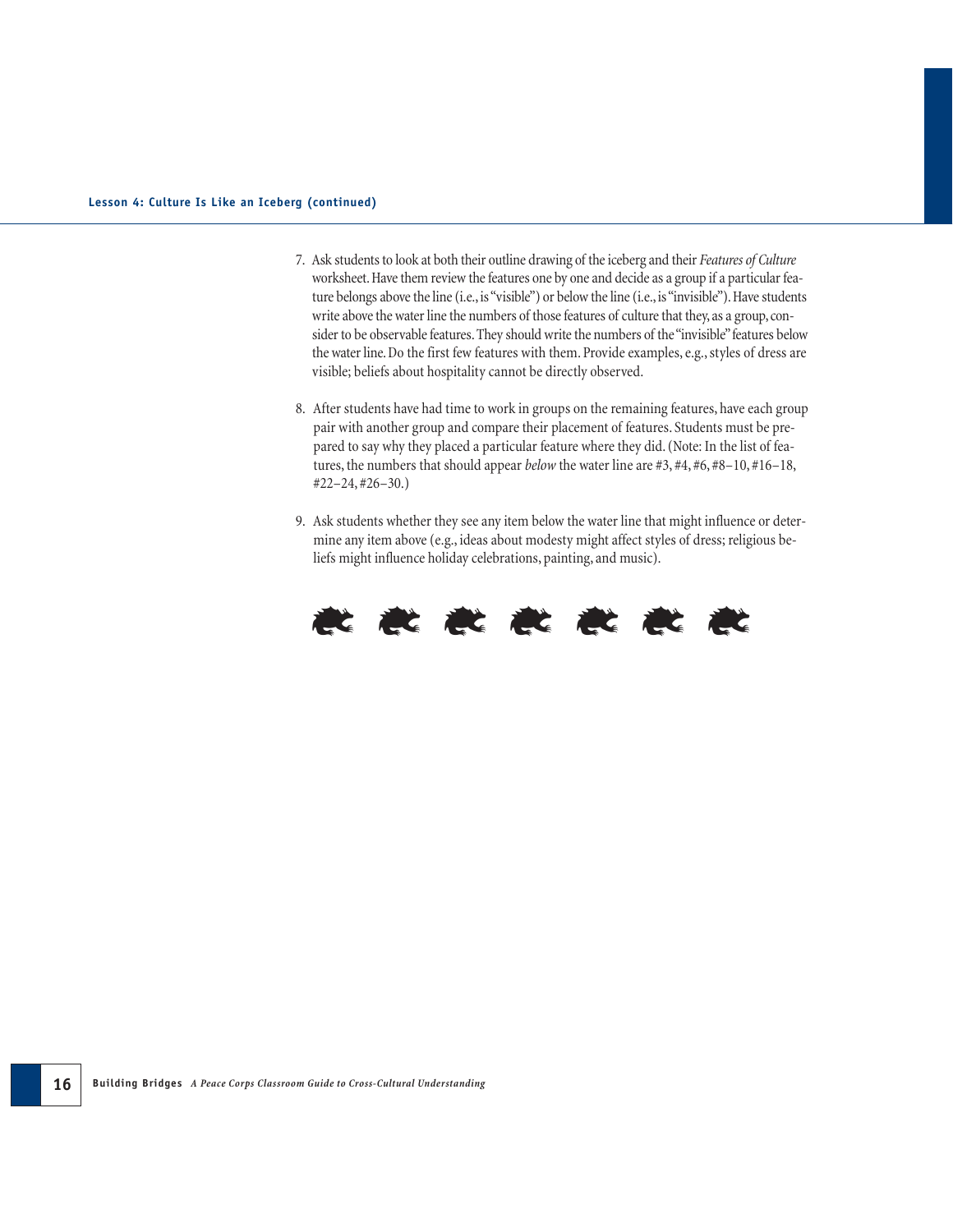7. Ask students to look at both their outline drawing of the iceberg and their *Features of Culture* worksheet. Have them review the features one by one and decide as a group if a particular feature belongs above the line (i.e., is "visible") or below the line (i.e., is "invisible"). Have students write above the water line the numbers of those features of culture that they, as a group, consider to be observable features. They should write the numbers of the "invisible" features below the water line. Do the first few features with them. Provide examples, e.g., styles of dress are visible; beliefs about hospitality cannot be directly observed.

8. After students have had time to work in groups on the remaining features, have each group pair with another group and compare their placement of features. Students must be prepared to say why they placed a particular feature where they did. (Note: In the list of features, the numbers that should appear *below* the water line are #3, #4, #6, #8–10, #16–18, #22–24, #26–30.)

9. Ask students whether they see any item below the water line that might influence or determine any item above (e.g., ideas about modesty might affect styles of dress; religious beliefs might influence holiday celebrations, painting, and music).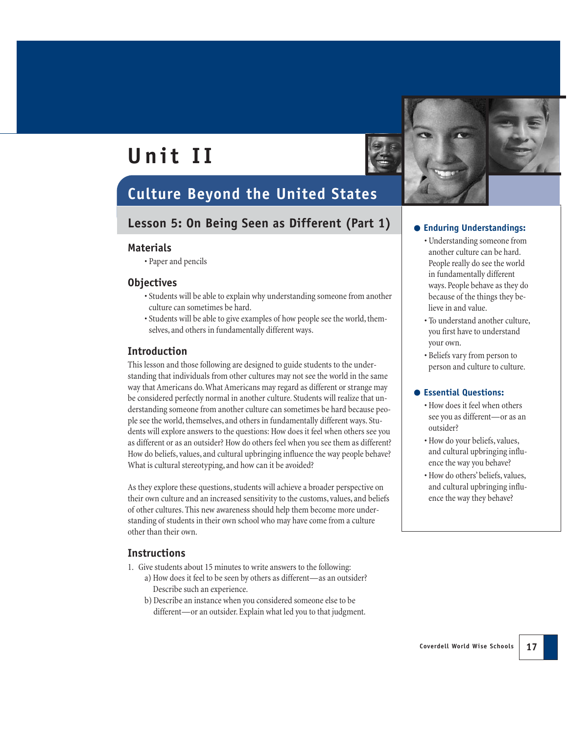# Unit II

## Culture Beyond the United States

### Lesson 5: On Being Seen as Different (Part 1)

#### Materials

- Paper and pencils

#### Objectives

- Students will be able to explain why understanding someone from another culture can sometimes be hard.
- Students will be able to give examples of how people see the world, themselves, and others in fundamentally different ways.

#### Introduction

This lesson and those following are designed to guide students to the understanding that individuals from other cultures may not see the world in the same way that Americans do. What Americans may regard as different or strange may be considered perfectly normal in another culture. Students will realize that understanding someone from another culture can sometimes be hard because people see the world, themselves, and others in fundamentally different ways. Students will explore answers to the questions: How does it feel when others see you as different or as an outsider? How do others feel when you see them as different? How do beliefs, values, and cultural upbringing influence the way people behave? What is cultural stereotyping, and how can it be avoided?

As they explore these questions, students will achieve a broader perspective on their own culture and an increased sensitivity to the customs, values, and beliefs of other cultures. This new awareness should help them become more understanding of students in their own school who may have come from a culture other than their own.

#### Instructions

1. Give students about 15 minutes to write answers to the following:
   a) How does it feel to be seen by others as different—as an outsider? Describe such an experience.
   b) Describe an instance when you considered someone else to be different—or an outsider. Explain what led you to that judgment.

#### Enduring Understandings:

- Understanding someone from another culture can be hard. People really do see the world in fundamentally different ways. People behave as they do because of the things they believe in and value.
- To understand another culture, you first have to understand your own.
- Beliefs vary from person to person and culture to culture.

#### Essential Questions:

- How does it feel when others see you as different—or as an outsider?
- How do your beliefs, values, and cultural upbringing influence the way you behave?
- How do others' beliefs, values, and cultural upbringing influence the way they behave?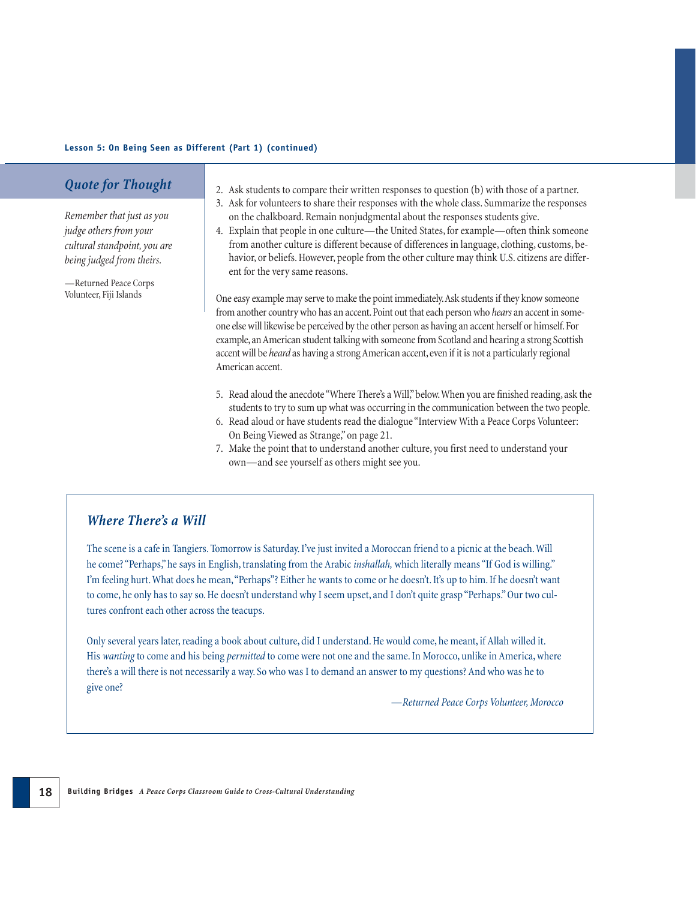## Quote for Thought

*Remember that just as you judge others from your cultural standpoint, you are being judged from theirs.*

—Returned Peace Corps Volunteer, Fiji Islands

2. Ask students to compare their written responses to question (b) with those of a partner.
3. Ask for volunteers to share their responses with the whole class. Summarize the responses on the chalkboard. Remain nonjudgmental about the responses students give.
4. Explain that people in one culture—the United States, for example—often think someone from another culture is different because of differences in language, clothing, customs, behavior, or beliefs. However, people from the other culture may think U.S. citizens are different for the very same reasons.

One easy example may serve to make the point immediately. Ask students if they know someone from another country who has an accent. Point out that each person who *hears* an accent in someone else will likewise be perceived by the other person as having an accent herself or himself. For example, an American student talking with someone from Scotland and hearing a strong Scottish accent will be *heard* as having a strong American accent, even if it is not a particularly regional American accent.

5. Read aloud the anecdote "Where There's a Will," below. When you are finished reading, ask the students to try to sum up what was occurring in the communication between the two people.
6. Read aloud or have students read the dialogue "Interview With a Peace Corps Volunteer: On Being Viewed as Strange," on page 21.
7. Make the point that to understand another culture, you first need to understand your own—and see yourself as others might see you.

### Where There's a Will

The scene is a cafe in Tangiers. Tomorrow is Saturday. I've just invited a Moroccan friend to a picnic at the beach. Will he come? "Perhaps," he says in English, translating from the Arabic *inshallah,* which literally means "If God is willing." I'm feeling hurt. What does he mean, "Perhaps"? Either he wants to come or he doesn't. It's up to him. If he doesn't want to come, he only has to say so. He doesn't understand why I seem upset, and I don't quite grasp "Perhaps." Our two cultures confront each other across the teacups.

Only several years later, reading a book about culture, did I understand. He would come, he meant, if Allah willed it. His *wanting* to come and his being *permitted* to come were not one and the same. In Morocco, unlike in America, where there's a will there is not necessarily a way. So who was I to demand an answer to my questions? And who was he to give one?

*—Returned Peace Corps Volunteer, Morocco*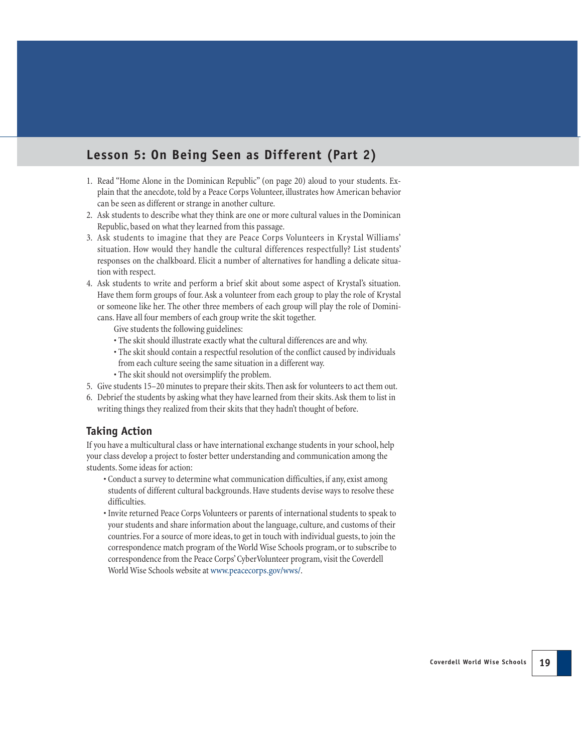## Lesson 5: On Being Seen as Different (Part 2)

1. Read "Home Alone in the Dominican Republic" (on page 20) aloud to your students. Explain that the anecdote, told by a Peace Corps Volunteer, illustrates how American behavior can be seen as different or strange in another culture.
2. Ask students to describe what they think are one or more cultural values in the Dominican Republic, based on what they learned from this passage.
3. Ask students to imagine that they are Peace Corps Volunteers in Krystal Williams' situation. How would they handle the cultural differences respectfully? List students' responses on the chalkboard. Elicit a number of alternatives for handling a delicate situation with respect.
4. Ask students to write and perform a brief skit about some aspect of Krystal's situation. Have them form groups of four. Ask a volunteer from each group to play the role of Krystal or someone like her. The other three members of each group will play the role of Dominicans. Have all four members of each group write the skit together.

   Give students the following guidelines:
   - The skit should illustrate exactly what the cultural differences are and why.
   - The skit should contain a respectful resolution of the conflict caused by individuals from each culture seeing the same situation in a different way.
   - The skit should not oversimplify the problem.
5. Give students 15–20 minutes to prepare their skits. Then ask for volunteers to act them out.
6. Debrief the students by asking what they have learned from their skits. Ask them to list in writing things they realized from their skits that they hadn't thought of before.

### Taking Action

If you have a multicultural class or have international exchange students in your school, help your class develop a project to foster better understanding and communication among the students. Some ideas for action:

- Conduct a survey to determine what communication difficulties, if any, exist among students of different cultural backgrounds. Have students devise ways to resolve these difficulties.
- Invite returned Peace Corps Volunteers or parents of international students to speak to your students and share information about the language, culture, and customs of their countries. For a source of more ideas, to get in touch with individual guests, to join the correspondence match program of the World Wise Schools program, or to subscribe to correspondence from the Peace Corps' CyberVolunteer program, visit the Coverdell World Wise Schools website at www.peacecorps.gov/wws/.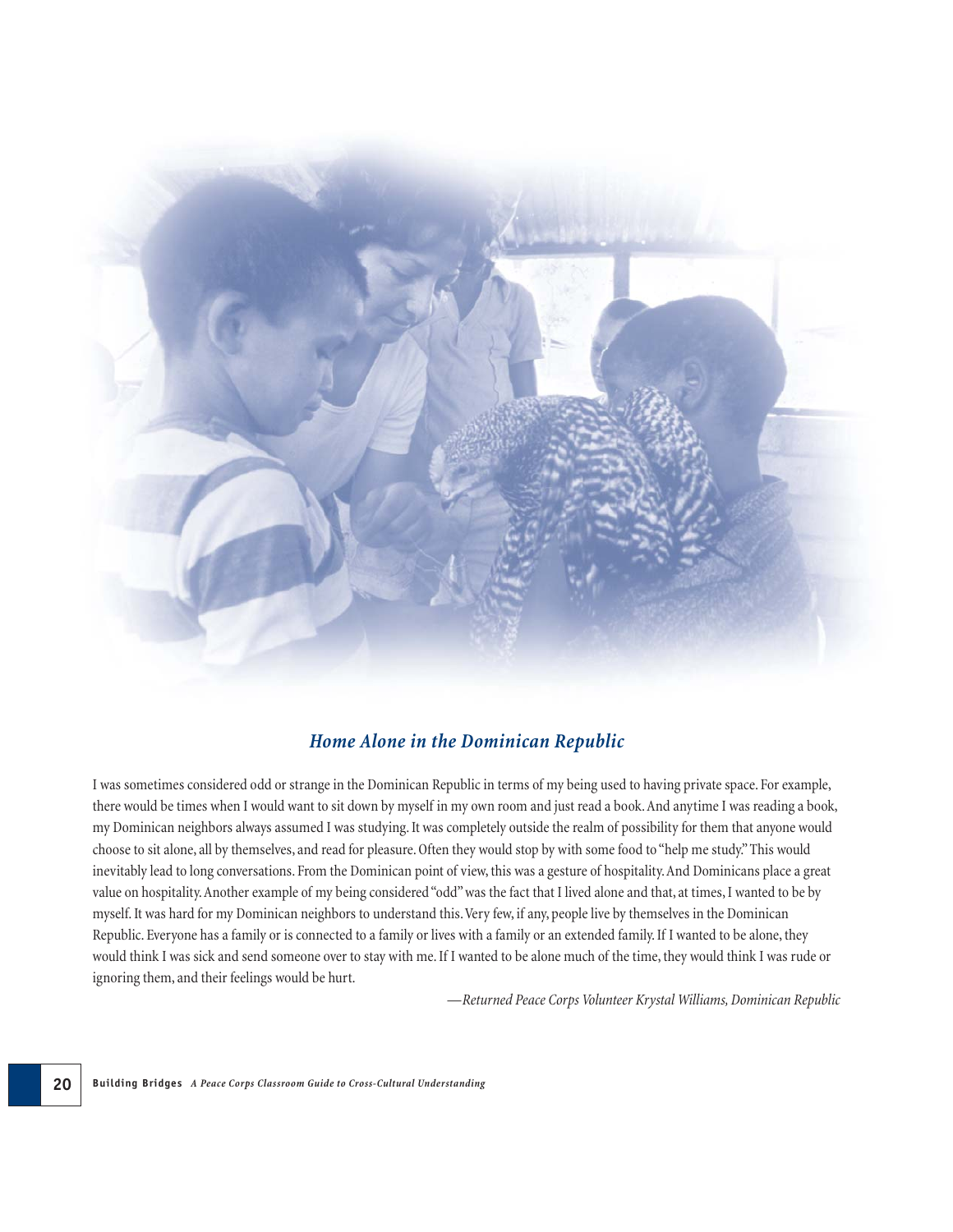## *Home Alone in the Dominican Republic*

I was sometimes considered odd or strange in the Dominican Republic in terms of my being used to having private space. For example, there would be times when I would want to sit down by myself in my own room and just read a book. And anytime I was reading a book, my Dominican neighbors always assumed I was studying. It was completely outside the realm of possibility for them that anyone would choose to sit alone, all by themselves, and read for pleasure. Often they would stop by with some food to "help me study." This would inevitably lead to long conversations. From the Dominican point of view, this was a gesture of hospitality. And Dominicans place a great value on hospitality. Another example of my being considered "odd" was the fact that I lived alone and that, at times, I wanted to be by myself. It was hard for my Dominican neighbors to understand this. Very few, if any, people live by themselves in the Dominican Republic. Everyone has a family or is connected to a family or lives with a family or an extended family. If I wanted to be alone, they would think I was sick and send someone over to stay with me. If I wanted to be alone much of the time, they would think I was rude or ignoring them, and their feelings would be hurt.

*—Returned Peace Corps Volunteer Krystal Williams, Dominican Republic*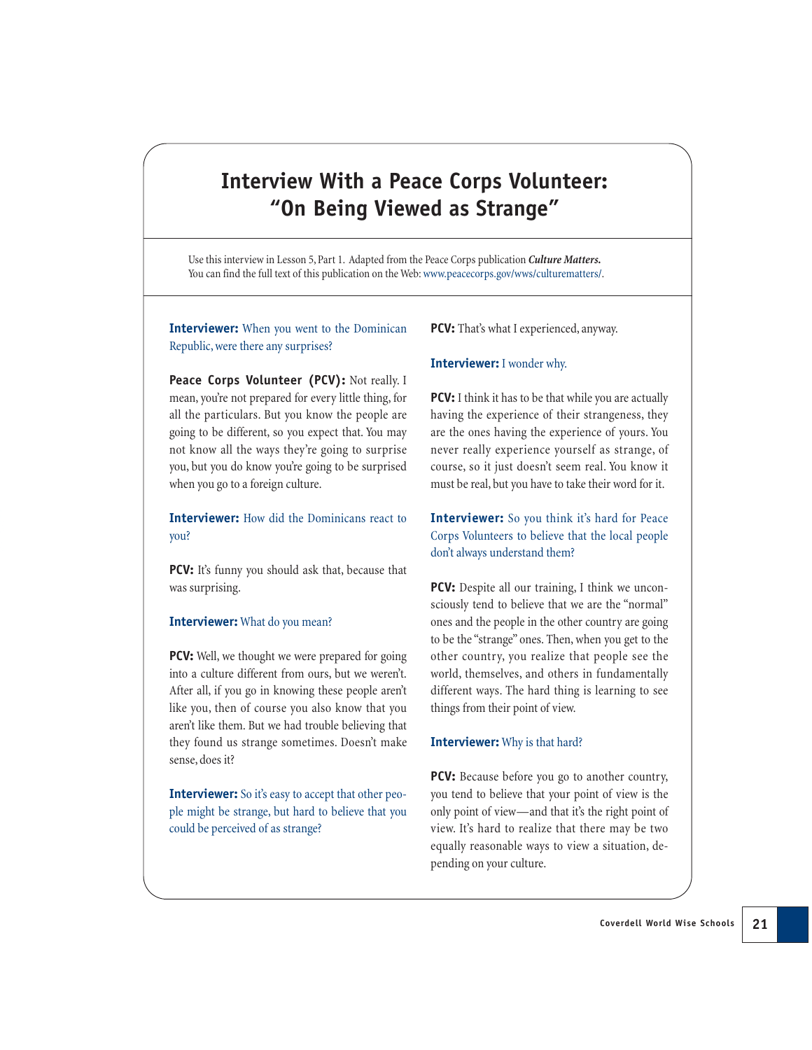# Interview With a Peace Corps Volunteer: "On Being Viewed as Strange"

Use this interview in Lesson 5, Part 1. Adapted from the Peace Corps publication ***Culture Matters.*** You can find the full text of this publication on the Web: www.peacecorps.gov/wws/culturematters/.

**Interviewer:** When you went to the Dominican Republic, were there any surprises?

**Peace Corps Volunteer (PCV):** Not really. I mean, you're not prepared for every little thing, for all the particulars. But you know the people are going to be different, so you expect that. You may not know all the ways they're going to surprise you, but you do know you're going to be surprised when you go to a foreign culture.

**Interviewer:** How did the Dominicans react to you?

**PCV:** It's funny you should ask that, because that was surprising.

**Interviewer:** What do you mean?

**PCV:** Well, we thought we were prepared for going into a culture different from ours, but we weren't. After all, if you go in knowing these people aren't like you, then of course you also know that you aren't like them. But we had trouble believing that they found us strange sometimes. Doesn't make sense, does it?

**Interviewer:** So it's easy to accept that other people might be strange, but hard to believe that you could be perceived of as strange?

**PCV:** That's what I experienced, anyway.

**Interviewer:** I wonder why.

**PCV:** I think it has to be that while you are actually having the experience of their strangeness, they are the ones having the experience of yours. You never really experience yourself as strange, of course, so it just doesn't seem real. You know it must be real, but you have to take their word for it.

**Interviewer:** So you think it's hard for Peace Corps Volunteers to believe that the local people don't always understand them?

**PCV:** Despite all our training, I think we unconsciously tend to believe that we are the "normal" ones and the people in the other country are going to be the "strange" ones. Then, when you get to the other country, you realize that people see the world, themselves, and others in fundamentally different ways. The hard thing is learning to see things from their point of view.

**Interviewer:** Why is that hard?

**PCV:** Because before you go to another country, you tend to believe that your point of view is the only point of view—and that it's the right point of view. It's hard to realize that there may be two equally reasonable ways to view a situation, depending on your culture.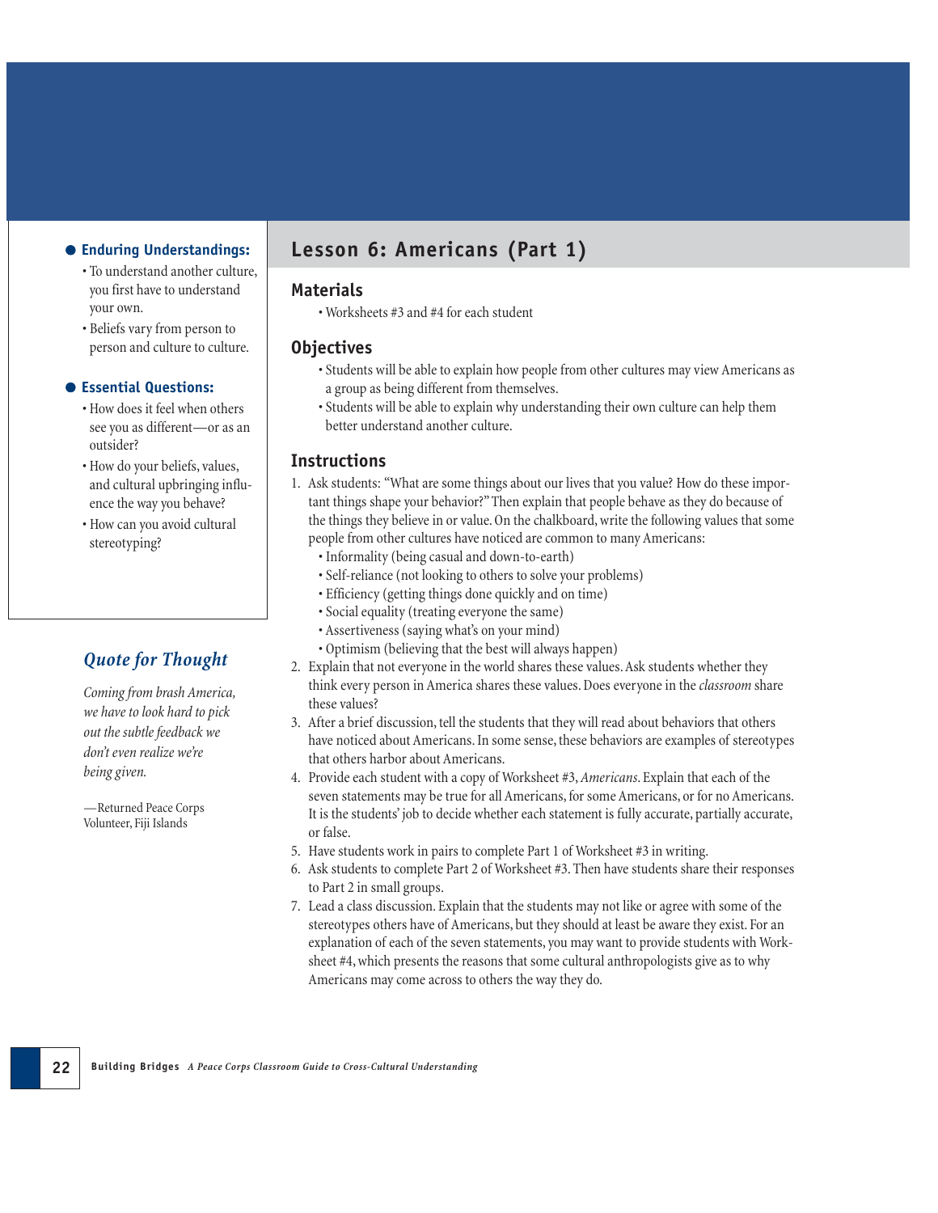# Lesson 6: Americans (Part 1)

**Enduring Understandings:**

- To understand another culture, you first have to understand your own.
- Beliefs vary from person to person and culture to culture.

**Essential Questions:**

- How does it feel when others see you as different—or as an outsider?
- How do your beliefs, values, and cultural upbringing influence the way you behave?
- How can you avoid cultural stereotyping?

## Materials

- Worksheets #3 and #4 for each student

## Objectives

- Students will be able to explain how people from other cultures may view Americans as a group as being different from themselves.
- Students will be able to explain why understanding their own culture can help them better understand another culture.

## Instructions

1. Ask students: "What are some things about our lives that you value? How do these important things shape your behavior?" Then explain that people behave as they do because of the things they believe in or value. On the chalkboard, write the following values that some people from other cultures have noticed are common to many Americans:
   - Informality (being casual and down-to-earth)
   - Self-reliance (not looking to others to solve your problems)
   - Efficiency (getting things done quickly and on time)
   - Social equality (treating everyone the same)
   - Assertiveness (saying what's on your mind)
   - Optimism (believing that the best will always happen)
2. Explain that not everyone in the world shares these values. Ask students whether they think every person in America shares these values. Does everyone in the *classroom* share these values?
3. After a brief discussion, tell the students that they will read about behaviors that others have noticed about Americans. In some sense, these behaviors are examples of stereotypes that others harbor about Americans.
4. Provide each student with a copy of Worksheet #3, *Americans.* Explain that each of the seven statements may be true for all Americans, for some Americans, or for no Americans. It is the students' job to decide whether each statement is fully accurate, partially accurate, or false.
5. Have students work in pairs to complete Part 1 of Worksheet #3 in writing.
6. Ask students to complete Part 2 of Worksheet #3. Then have students share their responses to Part 2 in small groups.
7. Lead a class discussion. Explain that the students may not like or agree with some of the stereotypes others have of Americans, but they should at least be aware they exist. For an explanation of each of the seven statements, you may want to provide students with Worksheet #4, which presents the reasons that some cultural anthropologists give as to why Americans may come across to others the way they do.

### *Quote for Thought*

*Coming from brash America, we have to look hard to pick out the subtle feedback we don't even realize we're being given.*

—Returned Peace Corps Volunteer, Fiji Islands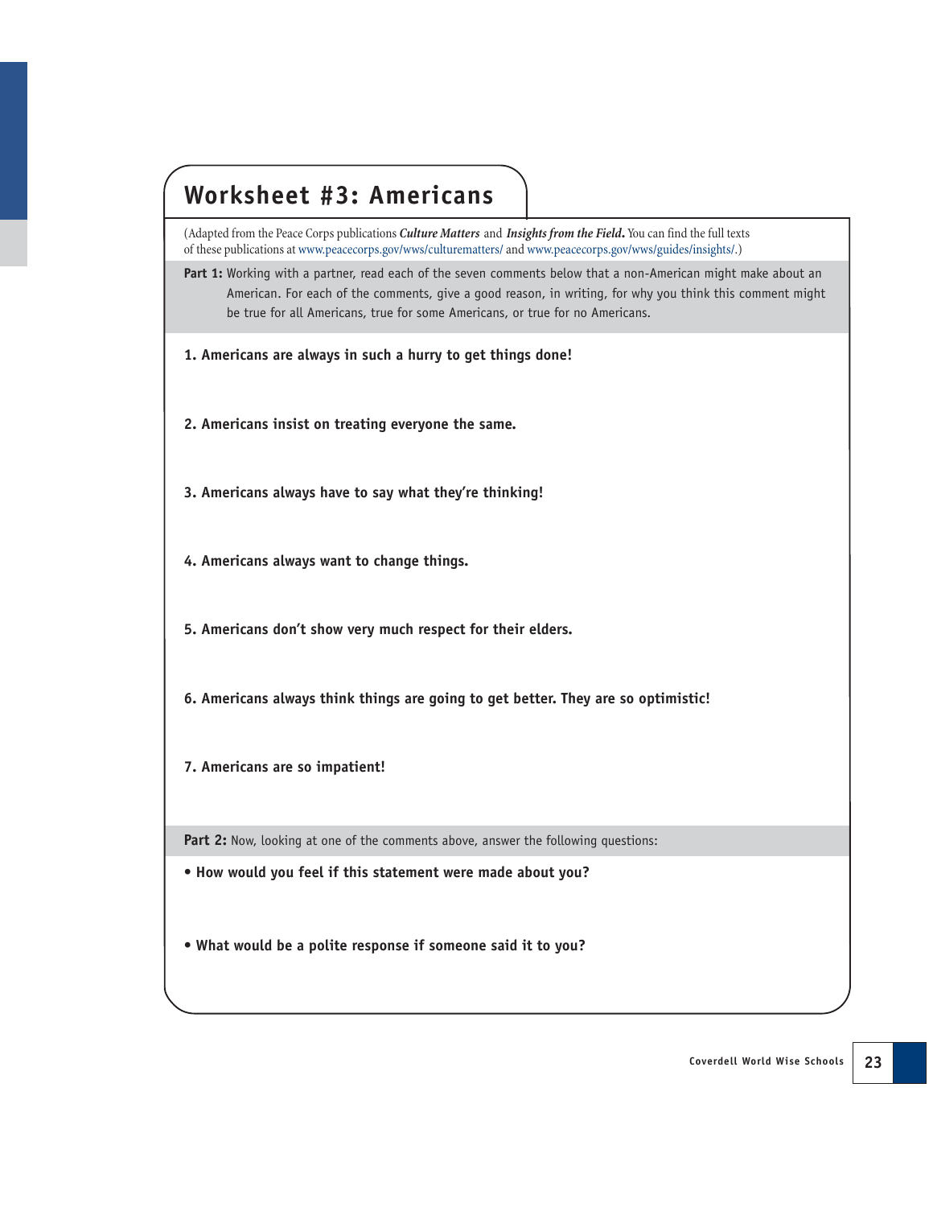# Worksheet #3: Americans

(Adapted from the Peace Corps publications ***Culture Matters*** and ***Insights from the Field***. You can find the full texts of these publications at www.peacecorps.gov/wws/culturematters/ and www.peacecorps.gov/wws/guides/insights/.)

**Part 1:** Working with a partner, read each of the seven comments below that a non-American might make about an American. For each of the comments, give a good reason, in writing, for why you think this comment might be true for all Americans, true for some Americans, or true for no Americans.

**1. Americans are always in such a hurry to get things done!**

**2. Americans insist on treating everyone the same.**

**3. Americans always have to say what they're thinking!**

**4. Americans always want to change things.**

**5. Americans don't show very much respect for their elders.**

**6. Americans always think things are going to get better. They are so optimistic!**

**7. Americans are so impatient!**

**Part 2:** Now, looking at one of the comments above, answer the following questions:

- **How would you feel if this statement were made about you?**

- **What would be a polite response if someone said it to you?**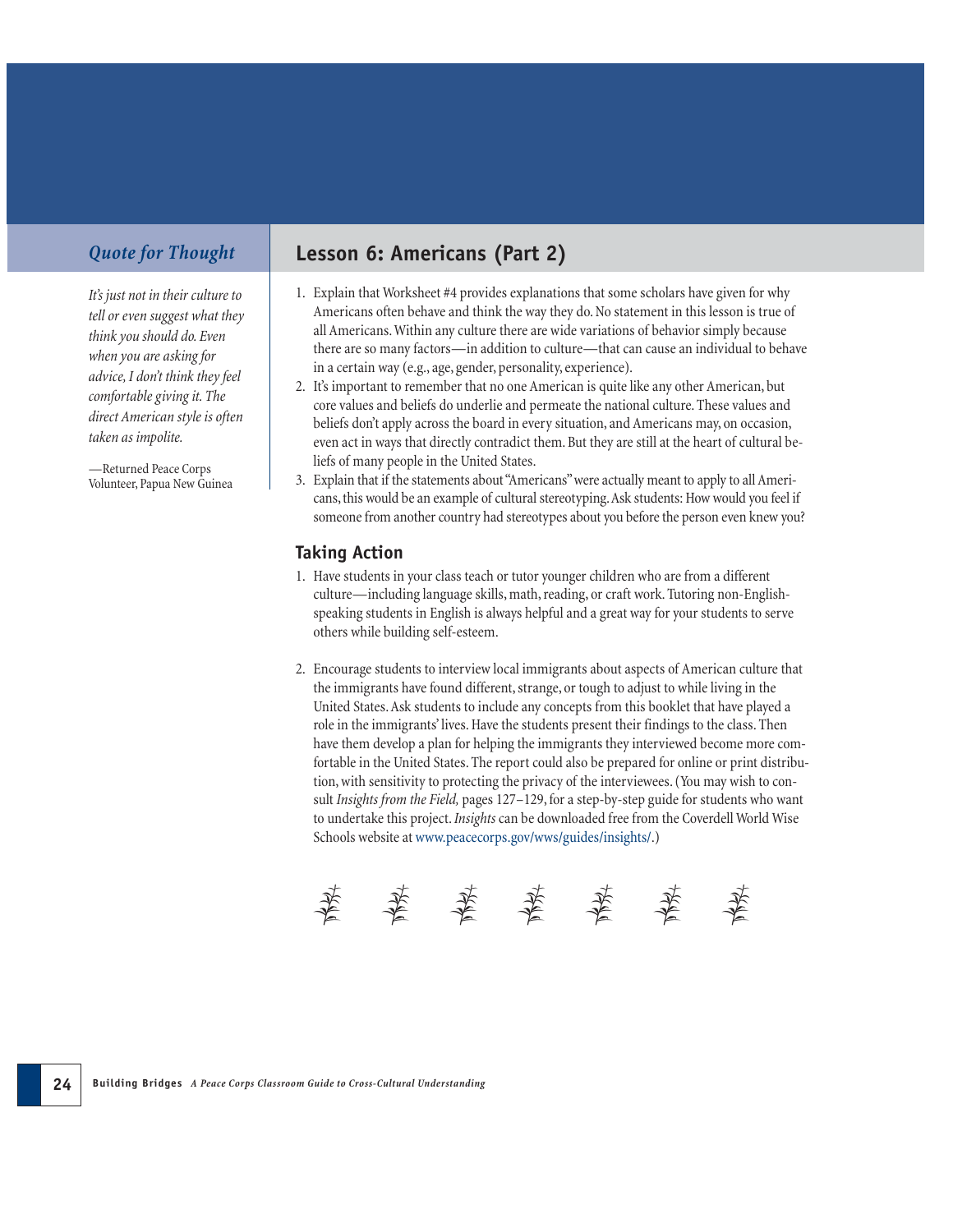## Quote for Thought

*It's just not in their culture to tell or even suggest what they think you should do. Even when you are asking for advice, I don't think they feel comfortable giving it. The direct American style is often taken as impolite.*

—Returned Peace Corps Volunteer, Papua New Guinea

## Lesson 6: Americans (Part 2)

1. Explain that Worksheet #4 provides explanations that some scholars have given for why Americans often behave and think the way they do. No statement in this lesson is true of all Americans. Within any culture there are wide variations of behavior simply because there are so many factors—in addition to culture—that can cause an individual to behave in a certain way (e.g., age, gender, personality, experience).
2. It's important to remember that no one American is quite like any other American, but core values and beliefs do underlie and permeate the national culture. These values and beliefs don't apply across the board in every situation, and Americans may, on occasion, even act in ways that directly contradict them. But they are still at the heart of cultural beliefs of many people in the United States.
3. Explain that if the statements about "Americans" were actually meant to apply to all Americans, this would be an example of cultural stereotyping. Ask students: How would you feel if someone from another country had stereotypes about you before the person even knew you?

### Taking Action

1. Have students in your class teach or tutor younger children who are from a different culture—including language skills, math, reading, or craft work. Tutoring non-English-speaking students in English is always helpful and a great way for your students to serve others while building self-esteem.

2. Encourage students to interview local immigrants about aspects of American culture that the immigrants have found different, strange, or tough to adjust to while living in the United States. Ask students to include any concepts from this booklet that have played a role in the immigrants' lives. Have the students present their findings to the class. Then have them develop a plan for helping the immigrants they interviewed become more comfortable in the United States. The report could also be prepared for online or print distribution, with sensitivity to protecting the privacy of the interviewees. (You may wish to consult *Insights from the Field,* pages 127–129, for a step-by-step guide for students who want to undertake this project. *Insights* can be downloaded free from the Coverdell World Wise Schools website at www.peacecorps.gov/wws/guides/insights/.)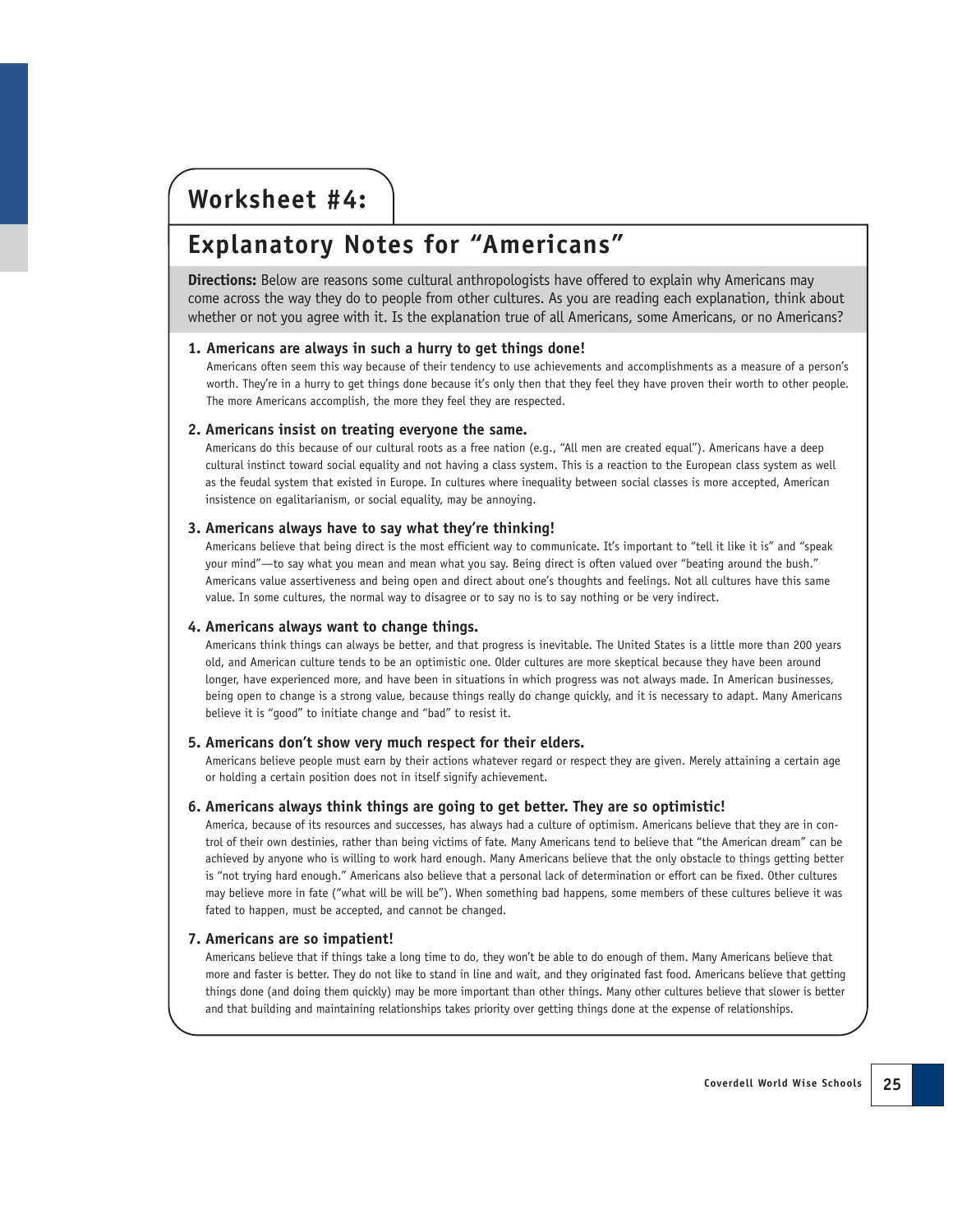# Worksheet #4:

## Explanatory Notes for "Americans"

**Directions:** Below are reasons some cultural anthropologists have offered to explain why Americans may come across the way they do to people from other cultures. As you are reading each explanation, think about whether or not you agree with it. Is the explanation true of all Americans, some Americans, or no Americans?

**1. Americans are always in such a hurry to get things done!**

Americans often seem this way because of their tendency to use achievements and accomplishments as a measure of a person's worth. They're in a hurry to get things done because it's only then that they feel they have proven their worth to other people. The more Americans accomplish, the more they feel they are respected.

**2. Americans insist on treating everyone the same.**

Americans do this because of our cultural roots as a free nation (e.g., "All men are created equal"). Americans have a deep cultural instinct toward social equality and not having a class system. This is a reaction to the European class system as well as the feudal system that existed in Europe. In cultures where inequality between social classes is more accepted, American insistence on egalitarianism, or social equality, may be annoying.

**3. Americans always have to say what they're thinking!**

Americans believe that being direct is the most efficient way to communicate. It's important to "tell it like it is" and "speak your mind"—to say what you mean and mean what you say. Being direct is often valued over "beating around the bush." Americans value assertiveness and being open and direct about one's thoughts and feelings. Not all cultures have this same value. In some cultures, the normal way to disagree or to say no is to say nothing or be very indirect.

**4. Americans always want to change things.**

Americans think things can always be better, and that progress is inevitable. The United States is a little more than 200 years old, and American culture tends to be an optimistic one. Older cultures are more skeptical because they have been around longer, have experienced more, and have been in situations in which progress was not always made. In American businesses, being open to change is a strong value, because things really do change quickly, and it is necessary to adapt. Many Americans believe it is "good" to initiate change and "bad" to resist it.

**5. Americans don't show very much respect for their elders.**

Americans believe people must earn by their actions whatever regard or respect they are given. Merely attaining a certain age or holding a certain position does not in itself signify achievement.

**6. Americans always think things are going to get better. They are so optimistic!**

America, because of its resources and successes, has always had a culture of optimism. Americans believe that they are in control of their own destinies, rather than being victims of fate. Many Americans tend to believe that "the American dream" can be achieved by anyone who is willing to work hard enough. Many Americans believe that the only obstacle to things getting better is "not trying hard enough." Americans also believe that a personal lack of determination or effort can be fixed. Other cultures may believe more in fate ("what will be will be"). When something bad happens, some members of these cultures believe it was fated to happen, must be accepted, and cannot be changed.

**7. Americans are so impatient!**

Americans believe that if things take a long time to do, they won't be able to do enough of them. Many Americans believe that more and faster is better. They do not like to stand in line and wait, and they originated fast food. Americans believe that getting things done (and doing them quickly) may be more important than other things. Many other cultures believe that slower is better and that building and maintaining relationships takes priority over getting things done at the expense of relationships.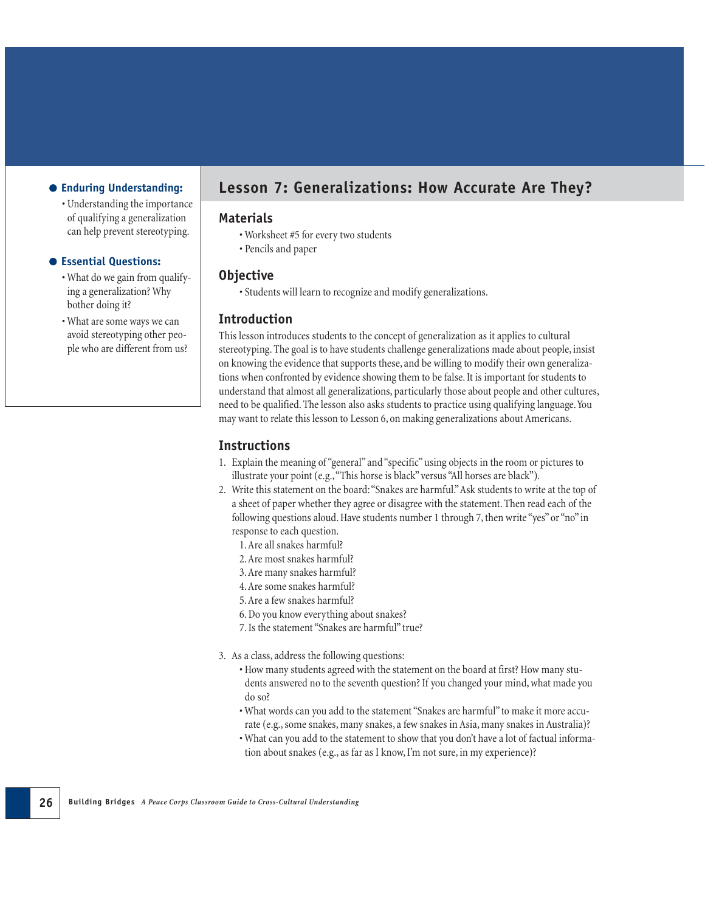## Lesson 7: Generalizations: How Accurate Are They?

**Enduring Understanding:**

- Understanding the importance of qualifying a generalization can help prevent stereotyping.

**Essential Questions:**

- What do we gain from qualifying a generalization? Why bother doing it?
- What are some ways we can avoid stereotyping other people who are different from us?

### Materials

- Worksheet #5 for every two students
- Pencils and paper

### Objective

- Students will learn to recognize and modify generalizations.

### Introduction

This lesson introduces students to the concept of generalization as it applies to cultural stereotyping. The goal is to have students challenge generalizations made about people, insist on knowing the evidence that supports these, and be willing to modify their own generalizations when confronted by evidence showing them to be false. It is important for students to understand that almost all generalizations, particularly those about people and other cultures, need to be qualified. The lesson also asks students to practice using qualifying language. You may want to relate this lesson to Lesson 6, on making generalizations about Americans.

### Instructions

1. Explain the meaning of "general" and "specific" using objects in the room or pictures to illustrate your point (e.g., "This horse is black" versus "All horses are black").
2. Write this statement on the board: "Snakes are harmful." Ask students to write at the top of a sheet of paper whether they agree or disagree with the statement. Then read each of the following questions aloud. Have students number 1 through 7, then write "yes" or "no" in response to each question.
   1. Are all snakes harmful?
   2. Are most snakes harmful?
   3. Are many snakes harmful?
   4. Are some snakes harmful?
   5. Are a few snakes harmful?
   6. Do you know everything about snakes?
   7. Is the statement "Snakes are harmful" true?
3. As a class, address the following questions:
   - How many students agreed with the statement on the board at first? How many students answered no to the seventh question? If you changed your mind, what made you do so?
   - What words can you add to the statement "Snakes are harmful" to make it more accurate (e.g., some snakes, many snakes, a few snakes in Asia, many snakes in Australia)?
   - What can you add to the statement to show that you don't have a lot of factual information about snakes (e.g., as far as I know, I'm not sure, in my experience)?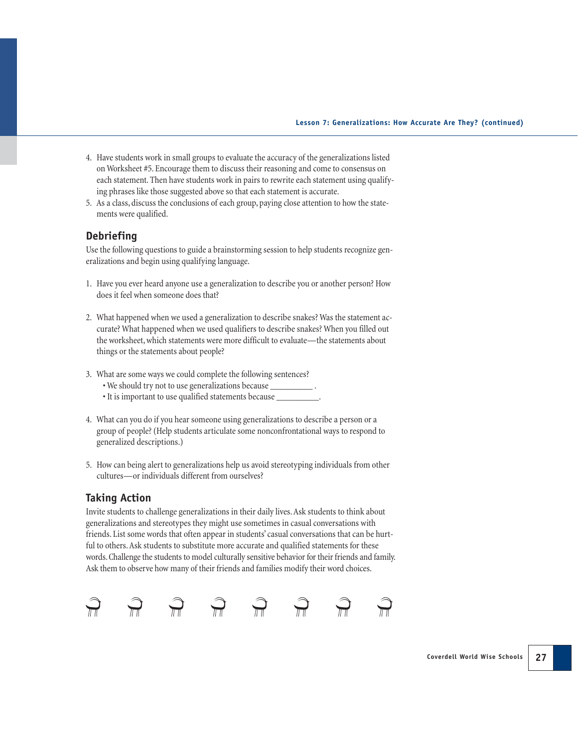4. Have students work in small groups to evaluate the accuracy of the generalizations listed on Worksheet #5. Encourage them to discuss their reasoning and come to consensus on each statement. Then have students work in pairs to rewrite each statement using qualifying phrases like those suggested above so that each statement is accurate.
5. As a class, discuss the conclusions of each group, paying close attention to how the statements were qualified.

## Debriefing

Use the following questions to guide a brainstorming session to help students recognize generalizations and begin using qualifying language.

1. Have you ever heard anyone use a generalization to describe you or another person? How does it feel when someone does that?

2. What happened when we used a generalization to describe snakes? Was the statement accurate? What happened when we used qualifiers to describe snakes? When you filled out the worksheet, which statements were more difficult to evaluate—the statements about things or the statements about people?

3. What are some ways we could complete the following sentences?
   - We should try not to use generalizations because __________ .
   - It is important to use qualified statements because __________.

4. What can you do if you hear someone using generalizations to describe a person or a group of people? (Help students articulate some nonconfrontational ways to respond to generalized descriptions.)

5. How can being alert to generalizations help us avoid stereotyping individuals from other cultures—or individuals different from ourselves?

## Taking Action

Invite students to challenge generalizations in their daily lives. Ask students to think about generalizations and stereotypes they might use sometimes in casual conversations with friends. List some words that often appear in students' casual conversations that can be hurtful to others. Ask students to substitute more accurate and qualified statements for these words. Challenge the students to model culturally sensitive behavior for their friends and family. Ask them to observe how many of their friends and families modify their word choices.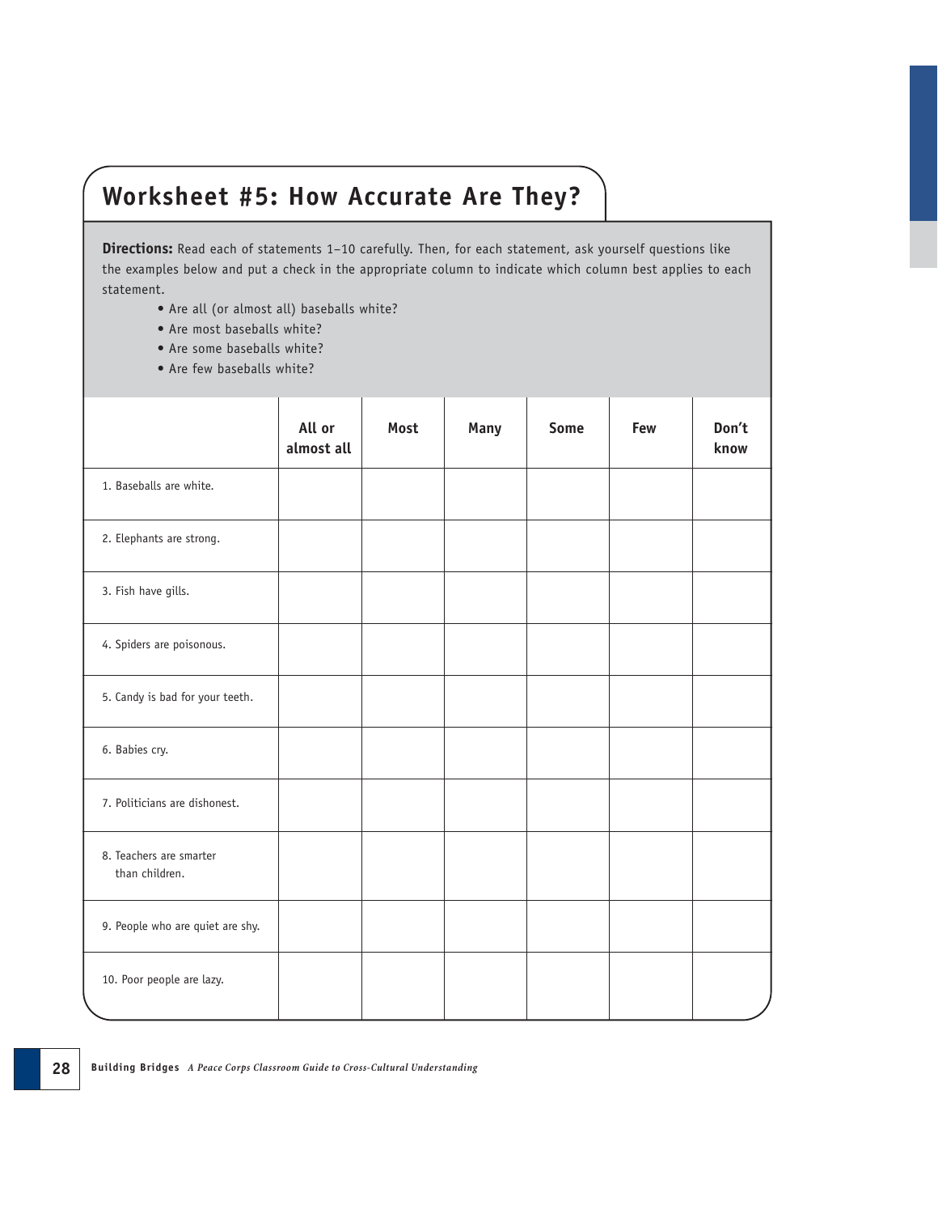# Worksheet #5: How Accurate Are They?

**Directions:** Read each of statements 1–10 carefully. Then, for each statement, ask yourself questions like the examples below and put a check in the appropriate column to indicate which column best applies to each statement.

- Are all (or almost all) baseballs white?
- Are most baseballs white?
- Are some baseballs white?
- Are few baseballs white?

| | All or almost all | Most | Many | Some | Few | Don't know |
|---|---|---|---|---|---|---|
| 1. Baseballs are white. | | | | | | |
| 2. Elephants are strong. | | | | | | |
| 3. Fish have gills. | | | | | | |
| 4. Spiders are poisonous. | | | | | | |
| 5. Candy is bad for your teeth. | | | | | | |
| 6. Babies cry. | | | | | | |
| 7. Politicians are dishonest. | | | | | | |
| 8. Teachers are smarter than children. | | | | | | |
| 9. People who are quiet are shy. | | | | | | |
| 10. Poor people are lazy. | | | | | | |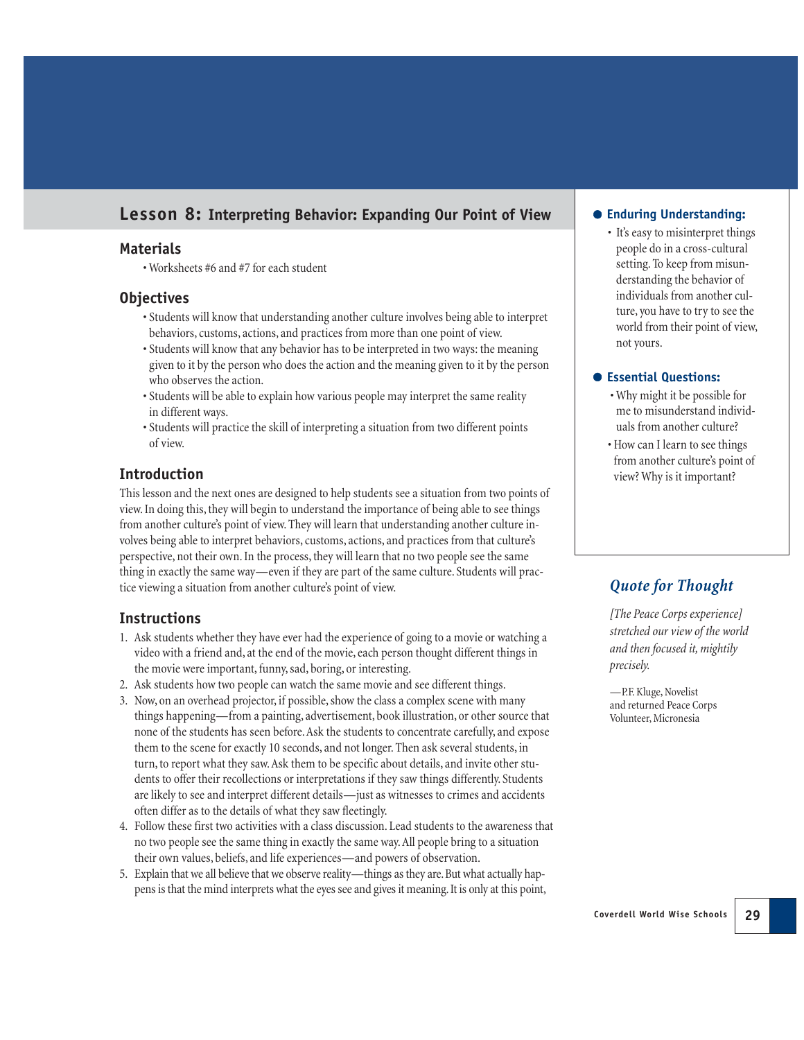## Lesson 8: Interpreting Behavior: Expanding Our Point of View

### Materials

- Worksheets #6 and #7 for each student

### Objectives

- Students will know that understanding another culture involves being able to interpret behaviors, customs, actions, and practices from more than one point of view.
- Students will know that any behavior has to be interpreted in two ways: the meaning given to it by the person who does the action and the meaning given to it by the person who observes the action.
- Students will be able to explain how various people may interpret the same reality in different ways.
- Students will practice the skill of interpreting a situation from two different points of view.

### Introduction

This lesson and the next ones are designed to help students see a situation from two points of view. In doing this, they will begin to understand the importance of being able to see things from another culture's point of view. They will learn that understanding another culture involves being able to interpret behaviors, customs, actions, and practices from that culture's perspective, not their own. In the process, they will learn that no two people see the same thing in exactly the same way—even if they are part of the same culture. Students will practice viewing a situation from another culture's point of view.

### Instructions

1. Ask students whether they have ever had the experience of going to a movie or watching a video with a friend and, at the end of the movie, each person thought different things in the movie were important, funny, sad, boring, or interesting.
2. Ask students how two people can watch the same movie and see different things.
3. Now, on an overhead projector, if possible, show the class a complex scene with many things happening—from a painting, advertisement, book illustration, or other source that none of the students has seen before. Ask the students to concentrate carefully, and expose them to the scene for exactly 10 seconds, and not longer. Then ask several students, in turn, to report what they saw. Ask them to be specific about details, and invite other students to offer their recollections or interpretations if they saw things differently. Students are likely to see and interpret different details—just as witnesses to crimes and accidents often differ as to the details of what they saw fleetingly.
4. Follow these first two activities with a class discussion. Lead students to the awareness that no two people see the same thing in exactly the same way. All people bring to a situation their own values, beliefs, and life experiences—and powers of observation.
5. Explain that we all believe that we observe reality—things as they are. But what actually happens is that the mind interprets what the eyes see and gives it meaning. It is only at this point,

### Enduring Understanding:

- It's easy to misinterpret things people do in a cross-cultural setting. To keep from misunderstanding the behavior of individuals from another culture, you have to try to see the world from their point of view, not yours.

### Essential Questions:

- Why might it be possible for me to misunderstand individuals from another culture?
- How can I learn to see things from another culture's point of view? Why is it important?

### *Quote for Thought*

*[The Peace Corps experience] stretched our view of the world and then focused it, mightily precisely.*

—P.F. Kluge, Novelist and returned Peace Corps Volunteer, Micronesia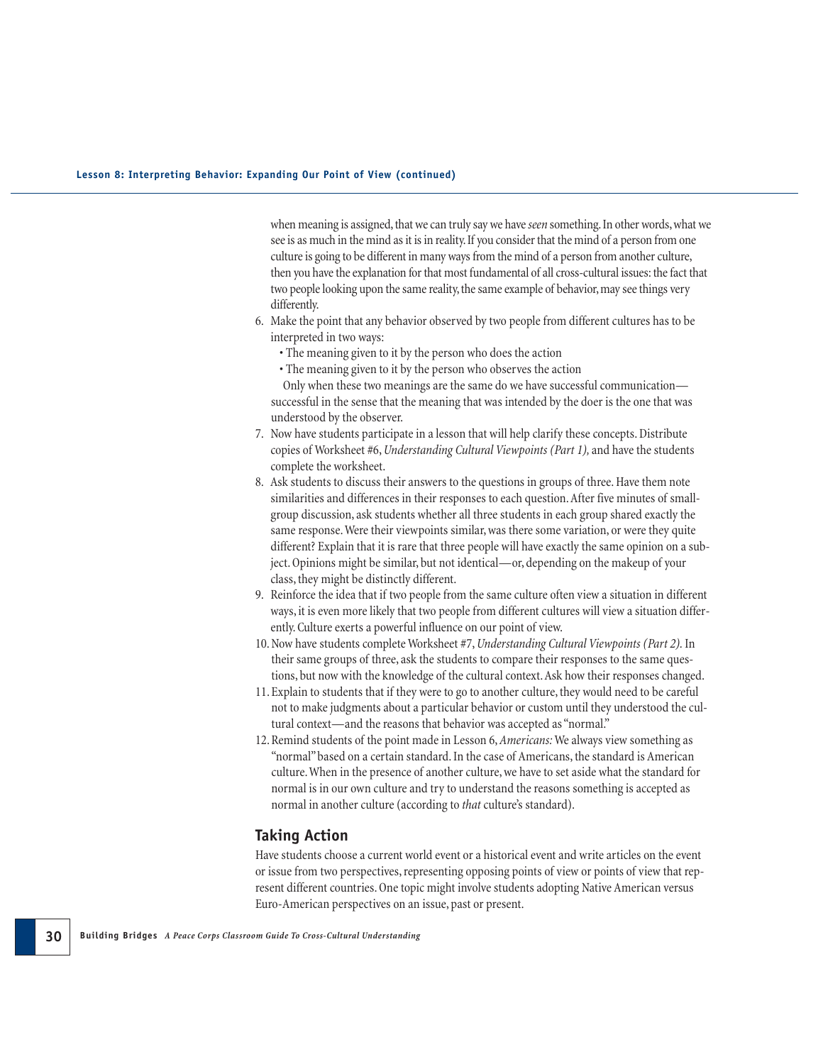when meaning is assigned, that we can truly say we have *seen* something. In other words, what we see is as much in the mind as it is in reality. If you consider that the mind of a person from one culture is going to be different in many ways from the mind of a person from another culture, then you have the explanation for that most fundamental of all cross-cultural issues: the fact that two people looking upon the same reality, the same example of behavior, may see things very differently.

6. Make the point that any behavior observed by two people from different cultures has to be interpreted in two ways:
   - The meaning given to it by the person who does the action
   - The meaning given to it by the person who observes the action

   Only when these two meanings are the same do we have successful communication—successful in the sense that the meaning that was intended by the doer is the one that was understood by the observer.
7. Now have students participate in a lesson that will help clarify these concepts. Distribute copies of Worksheet #6, *Understanding Cultural Viewpoints (Part 1),* and have the students complete the worksheet.
8. Ask students to discuss their answers to the questions in groups of three. Have them note similarities and differences in their responses to each question. After five minutes of small-group discussion, ask students whether all three students in each group shared exactly the same response. Were their viewpoints similar, was there some variation, or were they quite different? Explain that it is rare that three people will have exactly the same opinion on a subject. Opinions might be similar, but not identical—or, depending on the makeup of your class, they might be distinctly different.
9. Reinforce the idea that if two people from the same culture often view a situation in different ways, it is even more likely that two people from different cultures will view a situation differently. Culture exerts a powerful influence on our point of view.
10. Now have students complete Worksheet #7, *Understanding Cultural Viewpoints (Part 2).* In their same groups of three, ask the students to compare their responses to the same questions, but now with the knowledge of the cultural context. Ask how their responses changed.
11. Explain to students that if they were to go to another culture, they would need to be careful not to make judgments about a particular behavior or custom until they understood the cultural context—and the reasons that behavior was accepted as "normal."
12. Remind students of the point made in Lesson 6, *Americans:* We always view something as "normal" based on a certain standard. In the case of Americans, the standard is American culture. When in the presence of another culture, we have to set aside what the standard for normal is in our own culture and try to understand the reasons something is accepted as normal in another culture (according to *that* culture's standard).

### Taking Action

Have students choose a current world event or a historical event and write articles on the event or issue from two perspectives, representing opposing points of view or points of view that represent different countries. One topic might involve students adopting Native American versus Euro-American perspectives on an issue, past or present.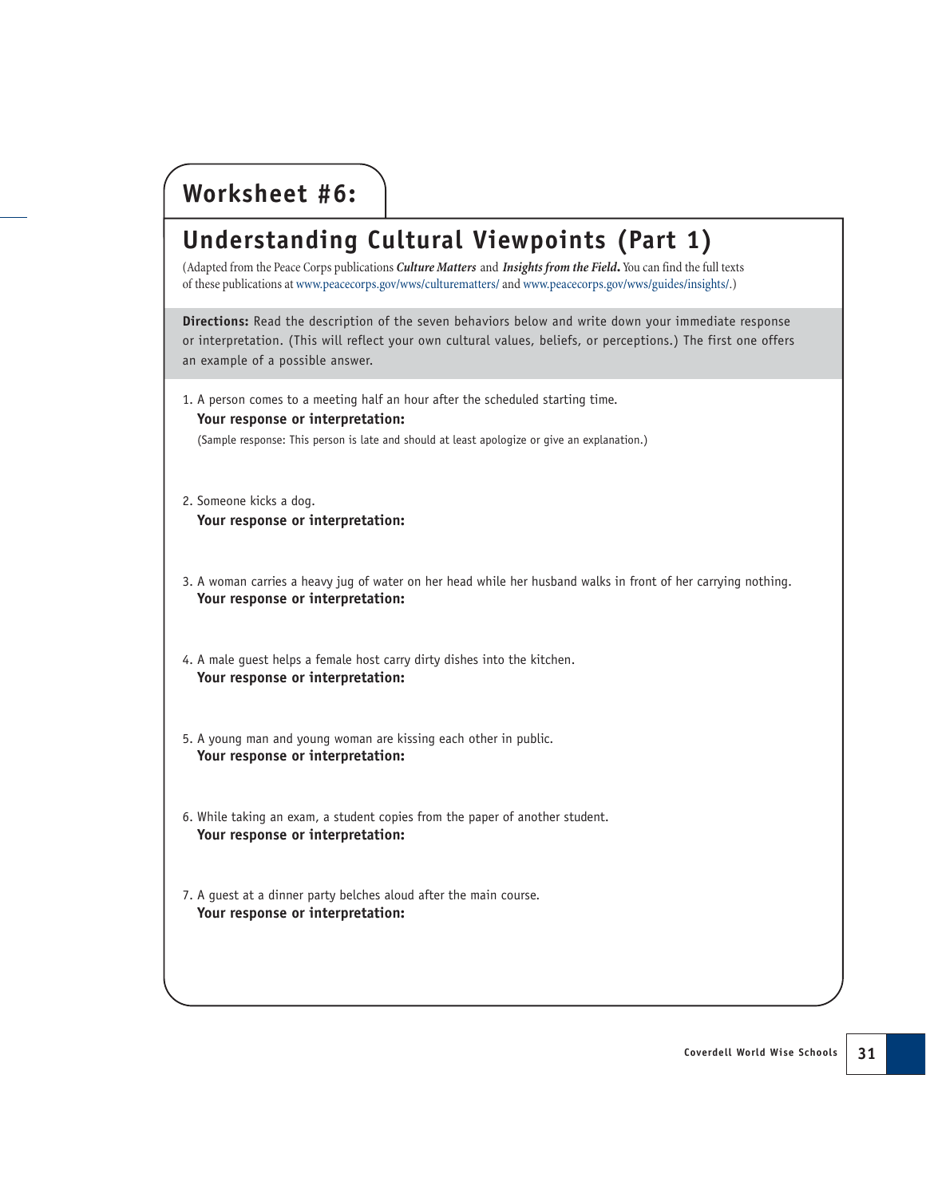# Worksheet #6:

## Understanding Cultural Viewpoints (Part 1)

(Adapted from the Peace Corps publications ***Culture Matters*** and ***Insights from the Field***. You can find the full texts of these publications at www.peacecorps.gov/wws/culturematters/ and www.peacecorps.gov/wws/guides/insights/.)

**Directions:** Read the description of the seven behaviors below and write down your immediate response or interpretation. (This will reflect your own cultural values, beliefs, or perceptions.) The first one offers an example of a possible answer.

1. A person comes to a meeting half an hour after the scheduled starting time.
   **Your response or interpretation:**
   (Sample response: This person is late and should at least apologize or give an explanation.)

2. Someone kicks a dog.
   **Your response or interpretation:**

3. A woman carries a heavy jug of water on her head while her husband walks in front of her carrying nothing.
   **Your response or interpretation:**

4. A male guest helps a female host carry dirty dishes into the kitchen.
   **Your response or interpretation:**

5. A young man and young woman are kissing each other in public.
   **Your response or interpretation:**

6. While taking an exam, a student copies from the paper of another student.
   **Your response or interpretation:**

7. A guest at a dinner party belches aloud after the main course.
   **Your response or interpretation:**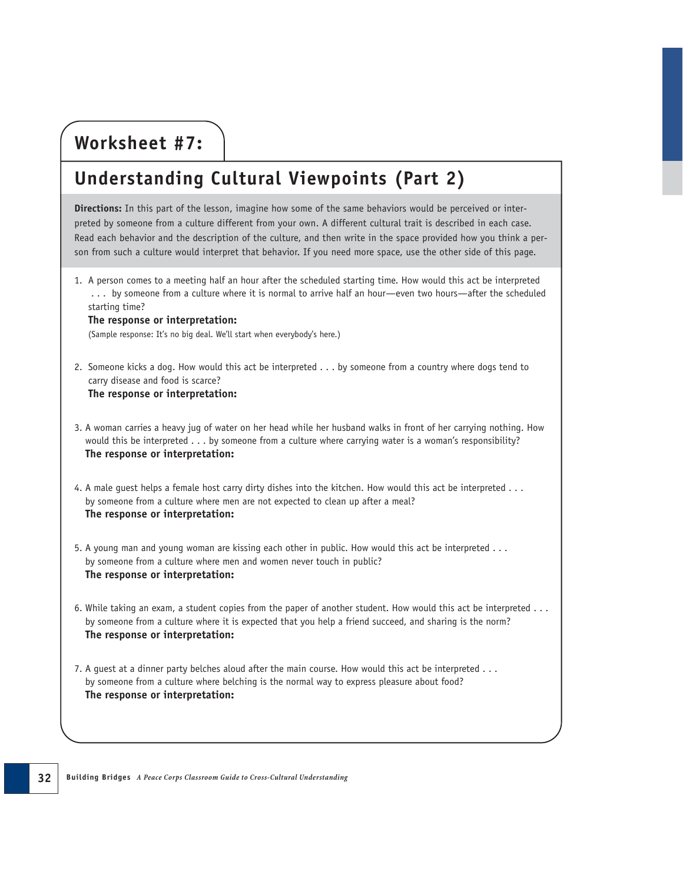# Worksheet #7:

## Understanding Cultural Viewpoints (Part 2)

**Directions:** In this part of the lesson, imagine how some of the same behaviors would be perceived or interpreted by someone from a culture different from your own. A different cultural trait is described in each case. Read each behavior and the description of the culture, and then write in the space provided how you think a person from such a culture would interpret that behavior. If you need more space, use the other side of this page.

1. A person comes to a meeting half an hour after the scheduled starting time. How would this act be interpreted . . . by someone from a culture where it is normal to arrive half an hour—even two hours—after the scheduled starting time?
   **The response or interpretation:**
   (Sample response: It's no big deal. We'll start when everybody's here.)

2. Someone kicks a dog. How would this act be interpreted . . . by someone from a country where dogs tend to carry disease and food is scarce?
   **The response or interpretation:**

3. A woman carries a heavy jug of water on her head while her husband walks in front of her carrying nothing. How would this be interpreted . . . by someone from a culture where carrying water is a woman's responsibility?
   **The response or interpretation:**

4. A male guest helps a female host carry dirty dishes into the kitchen. How would this act be interpreted . . . by someone from a culture where men are not expected to clean up after a meal?
   **The response or interpretation:**

5. A young man and young woman are kissing each other in public. How would this act be interpreted . . . by someone from a culture where men and women never touch in public?
   **The response or interpretation:**

6. While taking an exam, a student copies from the paper of another student. How would this act be interpreted . . . by someone from a culture where it is expected that you help a friend succeed, and sharing is the norm?
   **The response or interpretation:**

7. A guest at a dinner party belches aloud after the main course. How would this act be interpreted . . . by someone from a culture where belching is the normal way to express pleasure about food?
   **The response or interpretation:**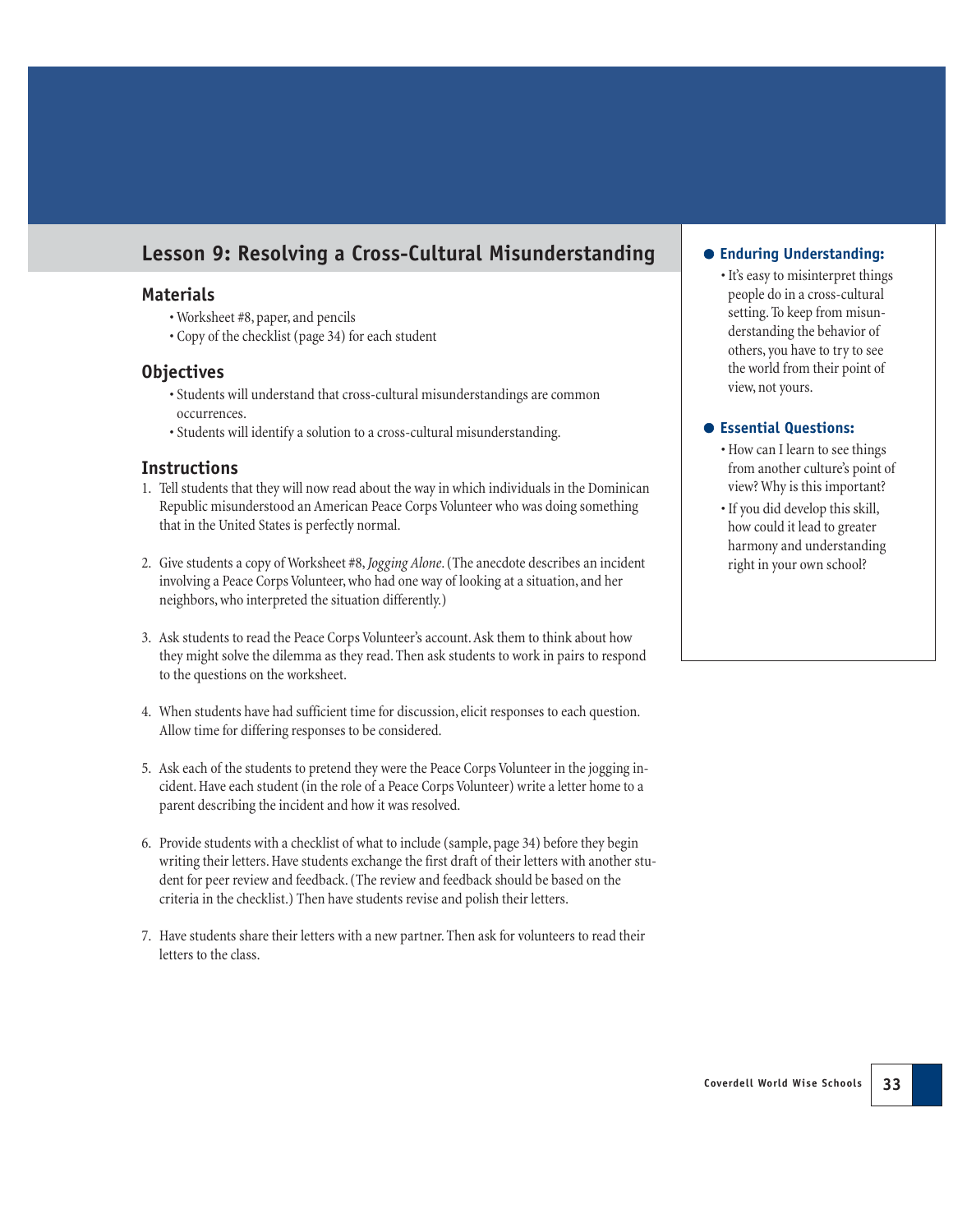## Lesson 9: Resolving a Cross-Cultural Misunderstanding

### Materials

- Worksheet #8, paper, and pencils
- Copy of the checklist (page 34) for each student

### Objectives

- Students will understand that cross-cultural misunderstandings are common occurrences.
- Students will identify a solution to a cross-cultural misunderstanding.

### Instructions

1. Tell students that they will now read about the way in which individuals in the Dominican Republic misunderstood an American Peace Corps Volunteer who was doing something that in the United States is perfectly normal.

2. Give students a copy of Worksheet #8, *Jogging Alone*. (The anecdote describes an incident involving a Peace Corps Volunteer, who had one way of looking at a situation, and her neighbors, who interpreted the situation differently.)

3. Ask students to read the Peace Corps Volunteer's account. Ask them to think about how they might solve the dilemma as they read. Then ask students to work in pairs to respond to the questions on the worksheet.

4. When students have had sufficient time for discussion, elicit responses to each question. Allow time for differing responses to be considered.

5. Ask each of the students to pretend they were the Peace Corps Volunteer in the jogging incident. Have each student (in the role of a Peace Corps Volunteer) write a letter home to a parent describing the incident and how it was resolved.

6. Provide students with a checklist of what to include (sample, page 34) before they begin writing their letters. Have students exchange the first draft of their letters with another student for peer review and feedback. (The review and feedback should be based on the criteria in the checklist.) Then have students revise and polish their letters.

7. Have students share their letters with a new partner. Then ask for volunteers to read their letters to the class.

### Enduring Understanding:

- It's easy to misinterpret things people do in a cross-cultural setting. To keep from misunderstanding the behavior of others, you have to try to see the world from their point of view, not yours.

### Essential Questions:

- How can I learn to see things from another culture's point of view? Why is this important?
- If you did develop this skill, how could it lead to greater harmony and understanding right in your own school?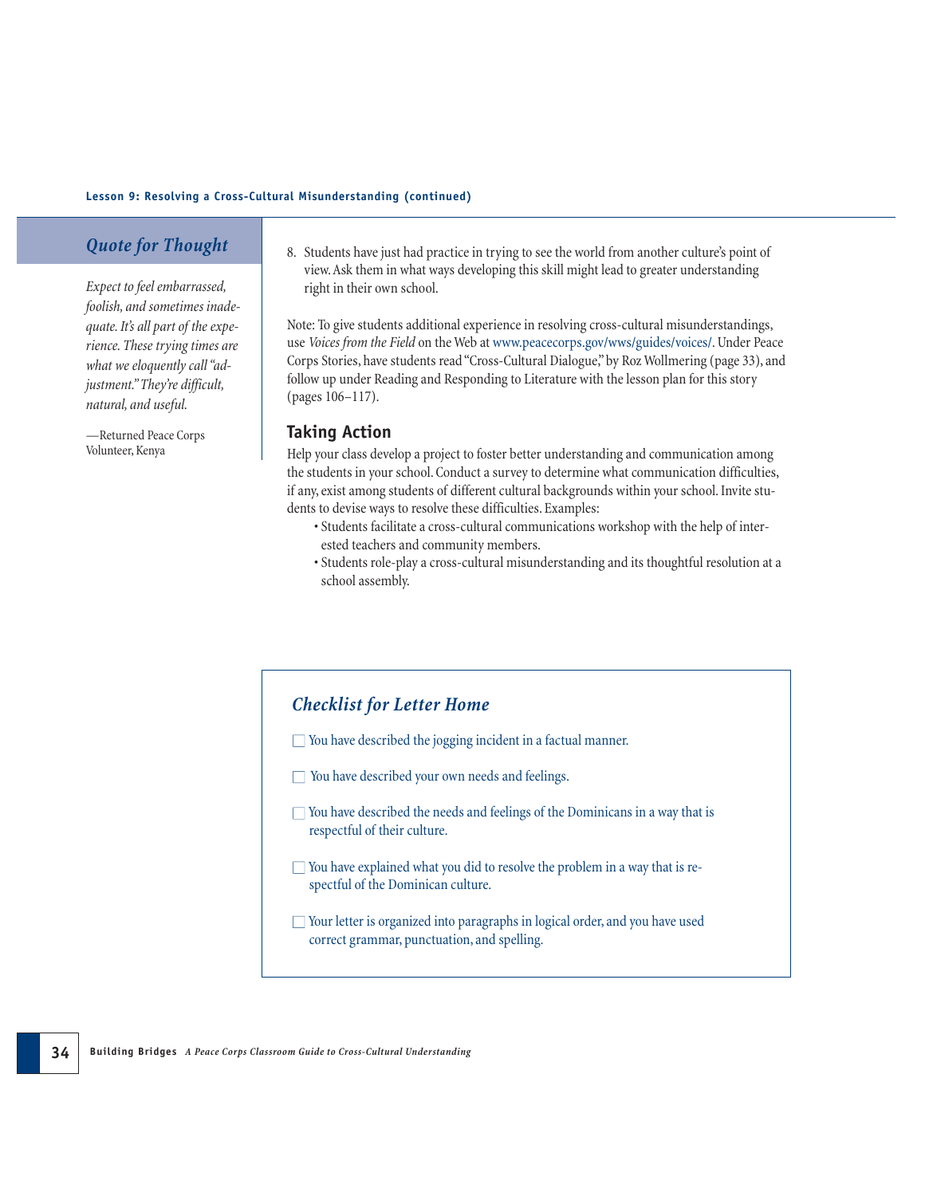## Quote for Thought

*Expect to feel embarrassed, foolish, and sometimes inadequate. It's all part of the experience. These trying times are what we eloquently call "adjustment." They're difficult, natural, and useful.*

—Returned Peace Corps Volunteer, Kenya

8. Students have just had practice in trying to see the world from another culture's point of view. Ask them in what ways developing this skill might lead to greater understanding right in their own school.

Note: To give students additional experience in resolving cross-cultural misunderstandings, use *Voices from the Field* on the Web at www.peacecorps.gov/wws/guides/voices/. Under Peace Corps Stories, have students read "Cross-Cultural Dialogue," by Roz Wollmering (page 33), and follow up under Reading and Responding to Literature with the lesson plan for this story (pages 106–117).

### Taking Action

Help your class develop a project to foster better understanding and communication among the students in your school. Conduct a survey to determine what communication difficulties, if any, exist among students of different cultural backgrounds within your school. Invite students to devise ways to resolve these difficulties. Examples:

- Students facilitate a cross-cultural communications workshop with the help of interested teachers and community members.
- Students role-play a cross-cultural misunderstanding and its thoughtful resolution at a school assembly.

### *Checklist for Letter Home*

- ☐ You have described the jogging incident in a factual manner.
- ☐ You have described your own needs and feelings.
- ☐ You have described the needs and feelings of the Dominicans in a way that is respectful of their culture.
- ☐ You have explained what you did to resolve the problem in a way that is respectful of the Dominican culture.
- ☐ Your letter is organized into paragraphs in logical order, and you have used correct grammar, punctuation, and spelling.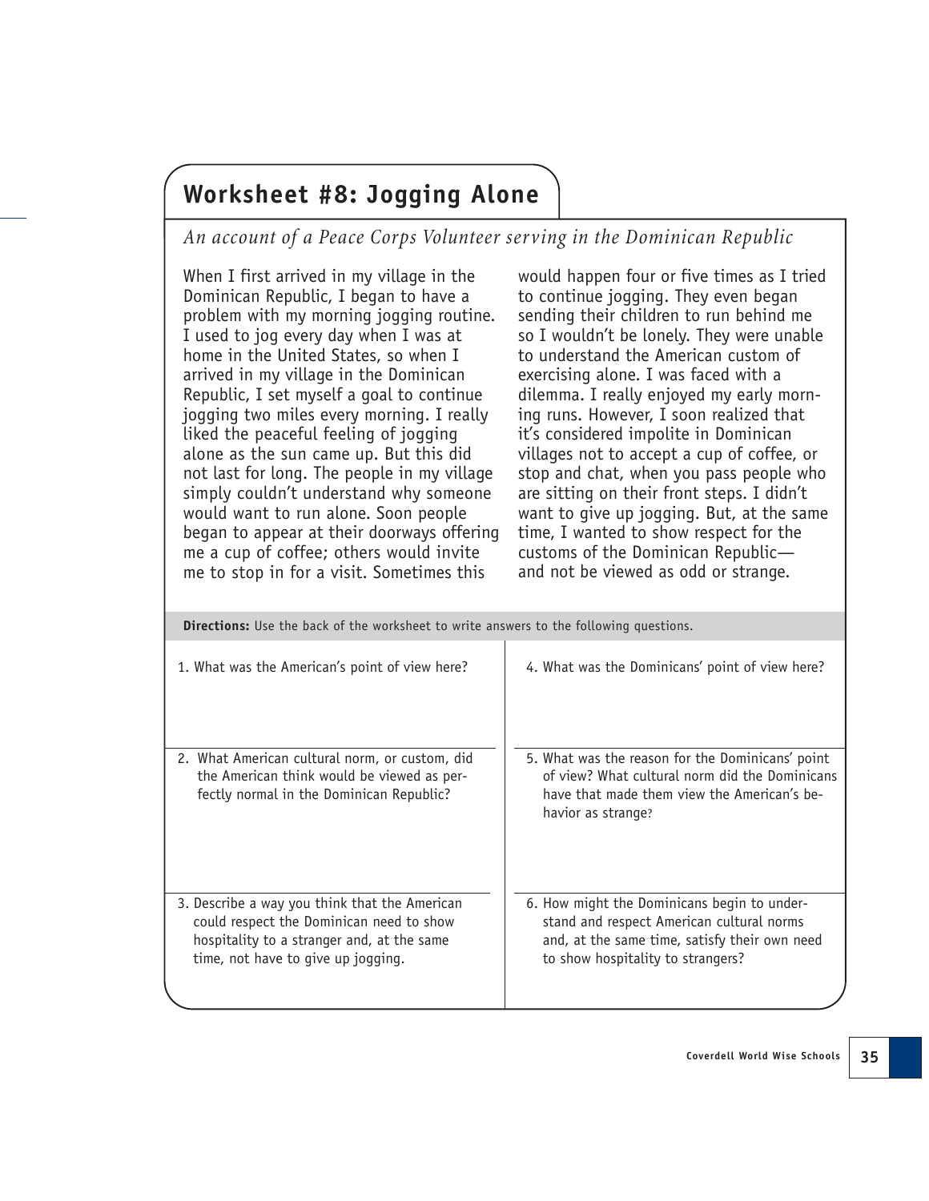# Worksheet #8: Jogging Alone

*An account of a Peace Corps Volunteer serving in the Dominican Republic*

When I first arrived in my village in the Dominican Republic, I began to have a problem with my morning jogging routine. I used to jog every day when I was at home in the United States, so when I arrived in my village in the Dominican Republic, I set myself a goal to continue jogging two miles every morning. I really liked the peaceful feeling of jogging alone as the sun came up. But this did not last for long. The people in my village simply couldn't understand why someone would want to run alone. Soon people began to appear at their doorways offering me a cup of coffee; others would invite me to stop in for a visit. Sometimes this would happen four or five times as I tried to continue jogging. They even began sending their children to run behind me so I wouldn't be lonely. They were unable to understand the American custom of exercising alone. I was faced with a dilemma. I really enjoyed my early morning runs. However, I soon realized that it's considered impolite in Dominican villages not to accept a cup of coffee, or stop and chat, when you pass people who are sitting on their front steps. I didn't want to give up jogging. But, at the same time, I wanted to show respect for the customs of the Dominican Republic—and not be viewed as odd or strange.

**Directions:** Use the back of the worksheet to write answers to the following questions.

1. What was the American's point of view here?
2. What American cultural norm, or custom, did the American think would be viewed as perfectly normal in the Dominican Republic?
3. Describe a way you think that the American could respect the Dominican need to show hospitality to a stranger and, at the same time, not have to give up jogging.
4. What was the Dominicans' point of view here?
5. What was the reason for the Dominicans' point of view? What cultural norm did the Dominicans have that made them view the American's behavior as strange?
6. How might the Dominicans begin to understand and respect American cultural norms and, at the same time, satisfy their own need to show hospitality to strangers?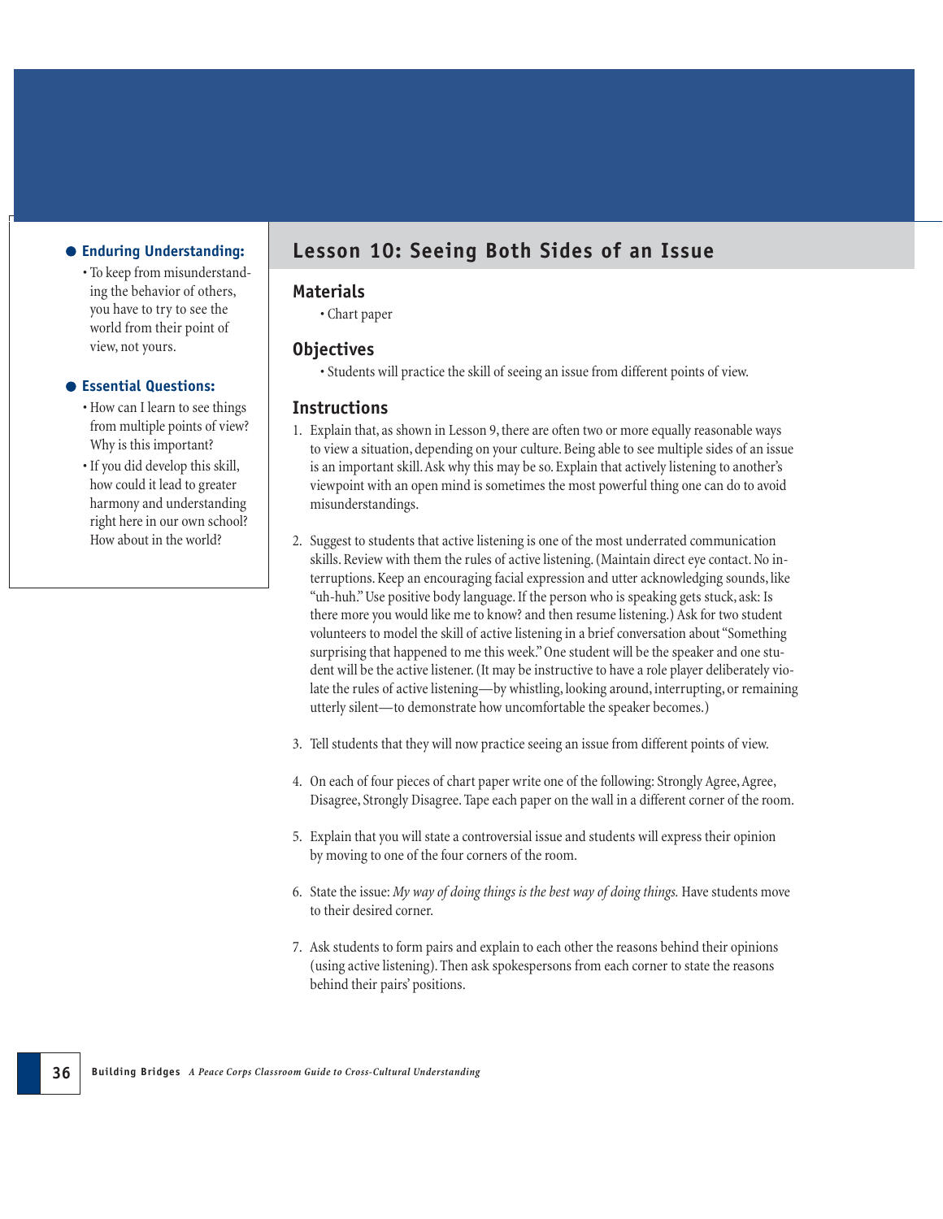## Lesson 10: Seeing Both Sides of an Issue

**Enduring Understanding:**

- To keep from misunderstanding the behavior of others, you have to try to see the world from their point of view, not yours.

**Essential Questions:**

- How can I learn to see things from multiple points of view? Why is this important?
- If you did develop this skill, how could it lead to greater harmony and understanding right here in our own school? How about in the world?

### Materials

- Chart paper

### Objectives

- Students will practice the skill of seeing an issue from different points of view.

### Instructions

1. Explain that, as shown in Lesson 9, there are often two or more equally reasonable ways to view a situation, depending on your culture. Being able to see multiple sides of an issue is an important skill. Ask why this may be so. Explain that actively listening to another's viewpoint with an open mind is sometimes the most powerful thing one can do to avoid misunderstandings.

2. Suggest to students that active listening is one of the most underrated communication skills. Review with them the rules of active listening. (Maintain direct eye contact. No interruptions. Keep an encouraging facial expression and utter acknowledging sounds, like "uh-huh." Use positive body language. If the person who is speaking gets stuck, ask: Is there more you would like me to know? and then resume listening.) Ask for two student volunteers to model the skill of active listening in a brief conversation about "Something surprising that happened to me this week." One student will be the speaker and one student will be the active listener. (It may be instructive to have a role player deliberately violate the rules of active listening—by whistling, looking around, interrupting, or remaining utterly silent—to demonstrate how uncomfortable the speaker becomes.)

3. Tell students that they will now practice seeing an issue from different points of view.

4. On each of four pieces of chart paper write one of the following: Strongly Agree, Agree, Disagree, Strongly Disagree. Tape each paper on the wall in a different corner of the room.

5. Explain that you will state a controversial issue and students will express their opinion by moving to one of the four corners of the room.

6. State the issue: *My way of doing things is the best way of doing things.* Have students move to their desired corner.

7. Ask students to form pairs and explain to each other the reasons behind their opinions (using active listening). Then ask spokespersons from each corner to state the reasons behind their pairs' positions.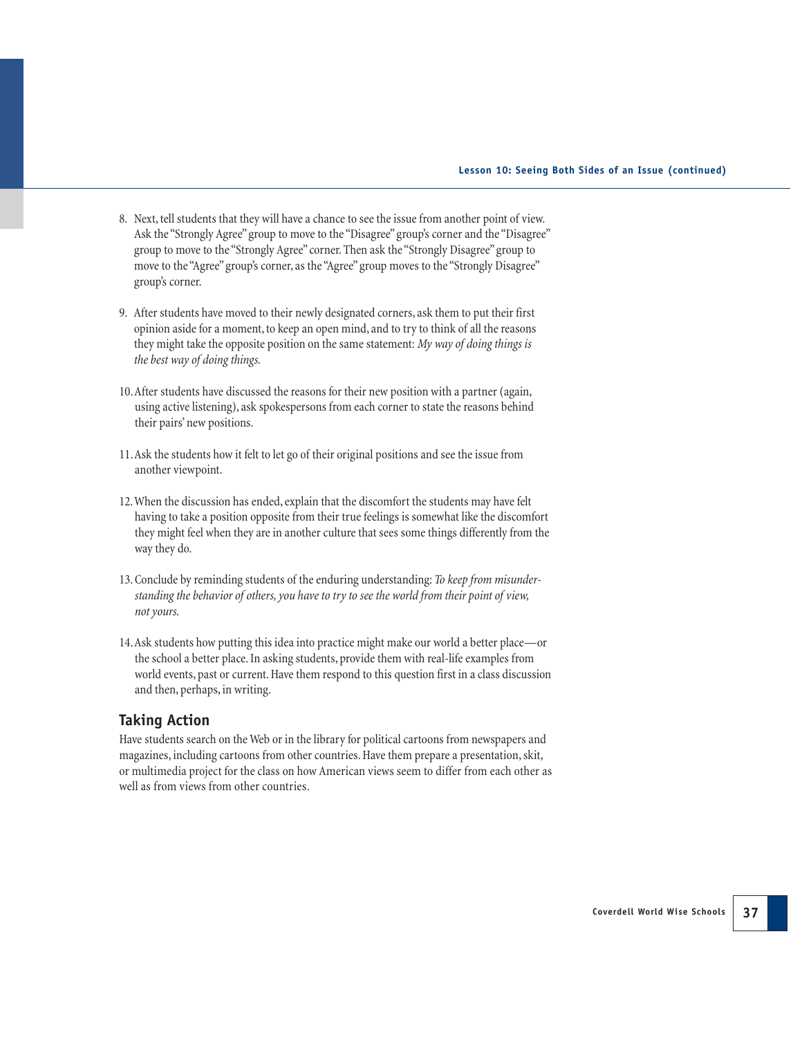8. Next, tell students that they will have a chance to see the issue from another point of view. Ask the "Strongly Agree" group to move to the "Disagree" group's corner and the "Disagree" group to move to the "Strongly Agree" corner. Then ask the "Strongly Disagree" group to move to the "Agree" group's corner, as the "Agree" group moves to the "Strongly Disagree" group's corner.

9. After students have moved to their newly designated corners, ask them to put their first opinion aside for a moment, to keep an open mind, and to try to think of all the reasons they might take the opposite position on the same statement: *My way of doing things is the best way of doing things.*

10. After students have discussed the reasons for their new position with a partner (again, using active listening), ask spokespersons from each corner to state the reasons behind their pairs' new positions.

11. Ask the students how it felt to let go of their original positions and see the issue from another viewpoint.

12. When the discussion has ended, explain that the discomfort the students may have felt having to take a position opposite from their true feelings is somewhat like the discomfort they might feel when they are in another culture that sees some things differently from the way they do.

13. Conclude by reminding students of the enduring understanding: *To keep from misunderstanding the behavior of others, you have to try to see the world from their point of view, not yours.*

14. Ask students how putting this idea into practice might make our world a better place—or the school a better place. In asking students, provide them with real-life examples from world events, past or current. Have them respond to this question first in a class discussion and then, perhaps, in writing.

## Taking Action

Have students search on the Web or in the library for political cartoons from newspapers and magazines, including cartoons from other countries. Have them prepare a presentation, skit, or multimedia project for the class on how American views seem to differ from each other as well as from views from other countries.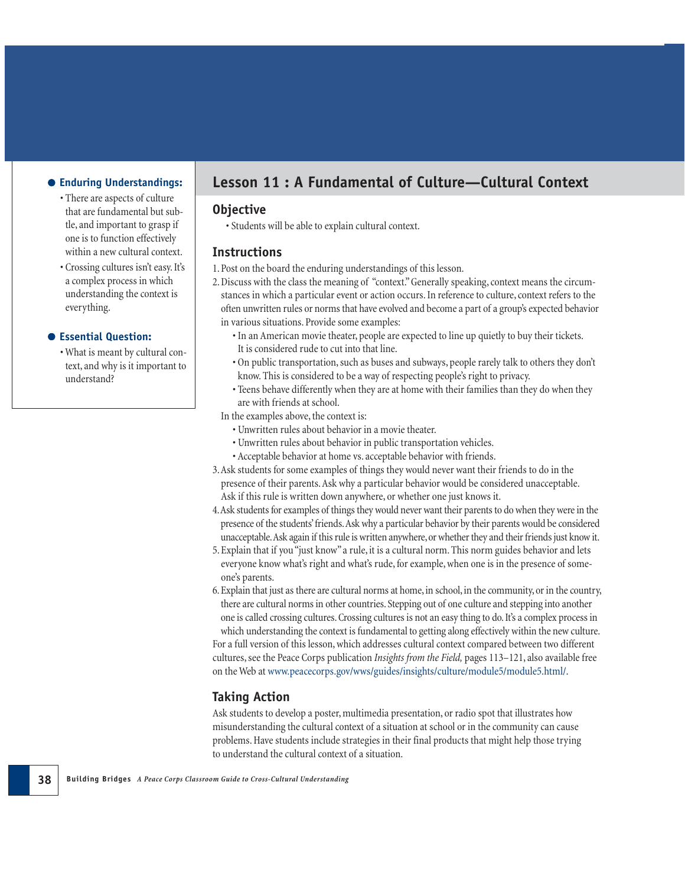## Lesson 11 : A Fundamental of Culture—Cultural Context

**Enduring Understandings:**

- There are aspects of culture that are fundamental but subtle, and important to grasp if one is to function effectively within a new cultural context.
- Crossing cultures isn't easy. It's a complex process in which understanding the context is everything.

**Essential Question:**

- What is meant by cultural context, and why is it important to understand?

### Objective

- Students will be able to explain cultural context.

### Instructions

1. Post on the board the enduring understandings of this lesson.
2. Discuss with the class the meaning of "context." Generally speaking, context means the circumstances in which a particular event or action occurs. In reference to culture, context refers to the often unwritten rules or norms that have evolved and become a part of a group's expected behavior in various situations. Provide some examples:
   - In an American movie theater, people are expected to line up quietly to buy their tickets. It is considered rude to cut into that line.
   - On public transportation, such as buses and subways, people rarely talk to others they don't know. This is considered to be a way of respecting people's right to privacy.
   - Teens behave differently when they are at home with their families than they do when they are with friends at school.

   In the examples above, the context is:
   - Unwritten rules about behavior in a movie theater.
   - Unwritten rules about behavior in public transportation vehicles.
   - Acceptable behavior at home vs. acceptable behavior with friends.
3. Ask students for some examples of things they would never want their friends to do in the presence of their parents. Ask why a particular behavior would be considered unacceptable. Ask if this rule is written down anywhere, or whether one just knows it.
4. Ask students for examples of things they would never want their parents to do when they were in the presence of the students' friends. Ask why a particular behavior by their parents would be considered unacceptable. Ask again if this rule is written anywhere, or whether they and their friends just know it.
5. Explain that if you "just know" a rule, it is a cultural norm. This norm guides behavior and lets everyone know what's right and what's rude, for example, when one is in the presence of someone's parents.
6. Explain that just as there are cultural norms at home, in school, in the community, or in the country, there are cultural norms in other countries. Stepping out of one culture and stepping into another one is called crossing cultures. Crossing cultures is not an easy thing to do. It's a complex process in which understanding the context is fundamental to getting along effectively within the new culture.

For a full version of this lesson, which addresses cultural context compared between two different cultures, see the Peace Corps publication *Insights from the Field,* pages 113–121, also available free on the Web at www.peacecorps.gov/wws/guides/insights/culture/module5/module5.html/.

### Taking Action

Ask students to develop a poster, multimedia presentation, or radio spot that illustrates how misunderstanding the cultural context of a situation at school or in the community can cause problems. Have students include strategies in their final products that might help those trying to understand the cultural context of a situation.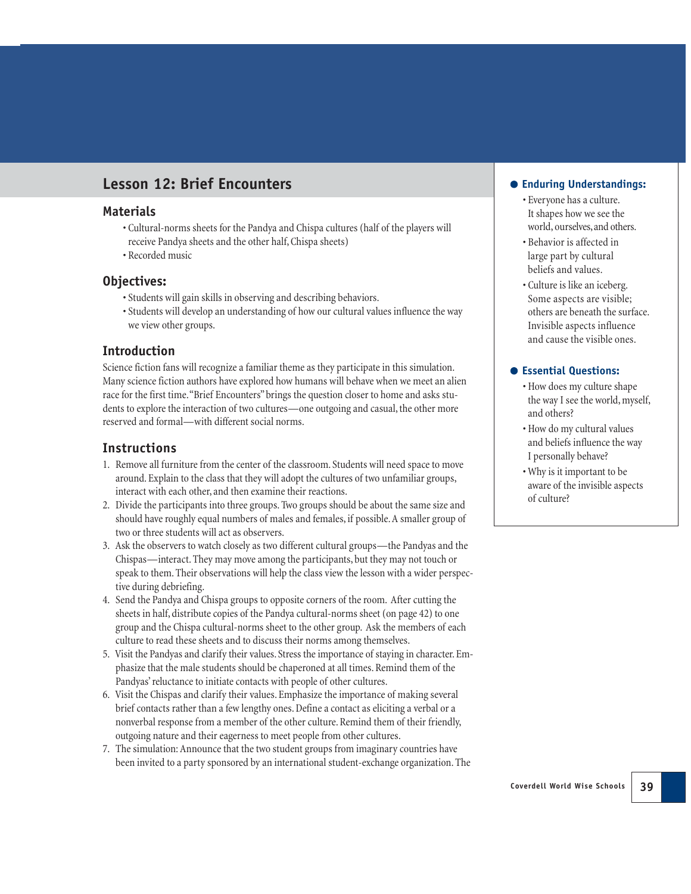## Lesson 12: Brief Encounters

### Materials

- Cultural-norms sheets for the Pandya and Chispa cultures (half of the players will receive Pandya sheets and the other half, Chispa sheets)
- Recorded music

### Objectives:

- Students will gain skills in observing and describing behaviors.
- Students will develop an understanding of how our cultural values influence the way we view other groups.

### Introduction

Science fiction fans will recognize a familiar theme as they participate in this simulation. Many science fiction authors have explored how humans will behave when we meet an alien race for the first time. "Brief Encounters" brings the question closer to home and asks students to explore the interaction of two cultures—one outgoing and casual, the other more reserved and formal—with different social norms.

### Instructions

1. Remove all furniture from the center of the classroom. Students will need space to move around. Explain to the class that they will adopt the cultures of two unfamiliar groups, interact with each other, and then examine their reactions.
2. Divide the participants into three groups. Two groups should be about the same size and should have roughly equal numbers of males and females, if possible. A smaller group of two or three students will act as observers.
3. Ask the observers to watch closely as two different cultural groups—the Pandyas and the Chispas—interact. They may move among the participants, but they may not touch or speak to them. Their observations will help the class view the lesson with a wider perspective during debriefing.
4. Send the Pandya and Chispa groups to opposite corners of the room. After cutting the sheets in half, distribute copies of the Pandya cultural-norms sheet (on page 42) to one group and the Chispa cultural-norms sheet to the other group. Ask the members of each culture to read these sheets and to discuss their norms among themselves.
5. Visit the Pandyas and clarify their values. Stress the importance of staying in character. Emphasize that the male students should be chaperoned at all times. Remind them of the Pandyas' reluctance to initiate contacts with people of other cultures.
6. Visit the Chispas and clarify their values. Emphasize the importance of making several brief contacts rather than a few lengthy ones. Define a contact as eliciting a verbal or a nonverbal response from a member of the other culture. Remind them of their friendly, outgoing nature and their eagerness to meet people from other cultures.
7. The simulation: Announce that the two student groups from imaginary countries have been invited to a party sponsored by an international student-exchange organization. The

**Enduring Understandings:**

- Everyone has a culture. It shapes how we see the world, ourselves, and others.
- Behavior is affected in large part by cultural beliefs and values.
- Culture is like an iceberg. Some aspects are visible; others are beneath the surface. Invisible aspects influence and cause the visible ones.

**Essential Questions:**

- How does my culture shape the way I see the world, myself, and others?
- How do my cultural values and beliefs influence the way I personally behave?
- Why is it important to be aware of the invisible aspects of culture?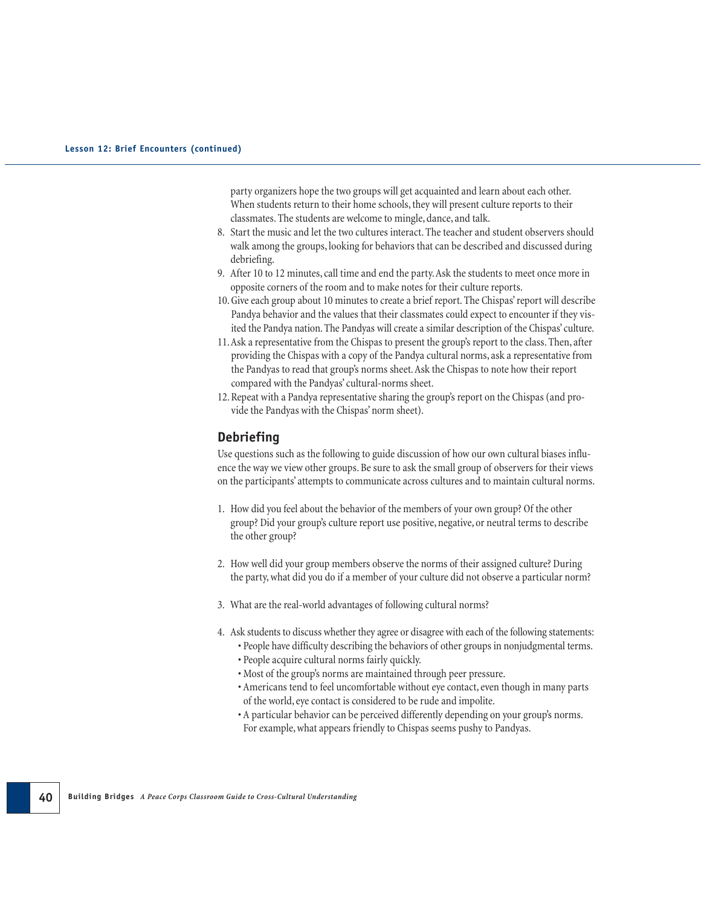party organizers hope the two groups will get acquainted and learn about each other. When students return to their home schools, they will present culture reports to their classmates. The students are welcome to mingle, dance, and talk.

8. Start the music and let the two cultures interact. The teacher and student observers should walk among the groups, looking for behaviors that can be described and discussed during debriefing.
9. After 10 to 12 minutes, call time and end the party. Ask the students to meet once more in opposite corners of the room and to make notes for their culture reports.
10. Give each group about 10 minutes to create a brief report. The Chispas' report will describe Pandya behavior and the values that their classmates could expect to encounter if they visited the Pandya nation. The Pandyas will create a similar description of the Chispas' culture.
11. Ask a representative from the Chispas to present the group's report to the class. Then, after providing the Chispas with a copy of the Pandya cultural norms, ask a representative from the Pandyas to read that group's norms sheet. Ask the Chispas to note how their report compared with the Pandyas' cultural-norms sheet.
12. Repeat with a Pandya representative sharing the group's report on the Chispas (and provide the Pandyas with the Chispas' norm sheet).

## Debriefing

Use questions such as the following to guide discussion of how our own cultural biases influence the way we view other groups. Be sure to ask the small group of observers for their views on the participants' attempts to communicate across cultures and to maintain cultural norms.

1. How did you feel about the behavior of the members of your own group? Of the other group? Did your group's culture report use positive, negative, or neutral terms to describe the other group?

2. How well did your group members observe the norms of their assigned culture? During the party, what did you do if a member of your culture did not observe a particular norm?

3. What are the real-world advantages of following cultural norms?

4. Ask students to discuss whether they agree or disagree with each of the following statements:
   - People have difficulty describing the behaviors of other groups in nonjudgmental terms.
   - People acquire cultural norms fairly quickly.
   - Most of the group's norms are maintained through peer pressure.
   - Americans tend to feel uncomfortable without eye contact, even though in many parts of the world, eye contact is considered to be rude and impolite.
   - A particular behavior can be perceived differently depending on your group's norms. For example, what appears friendly to Chispas seems pushy to Pandyas.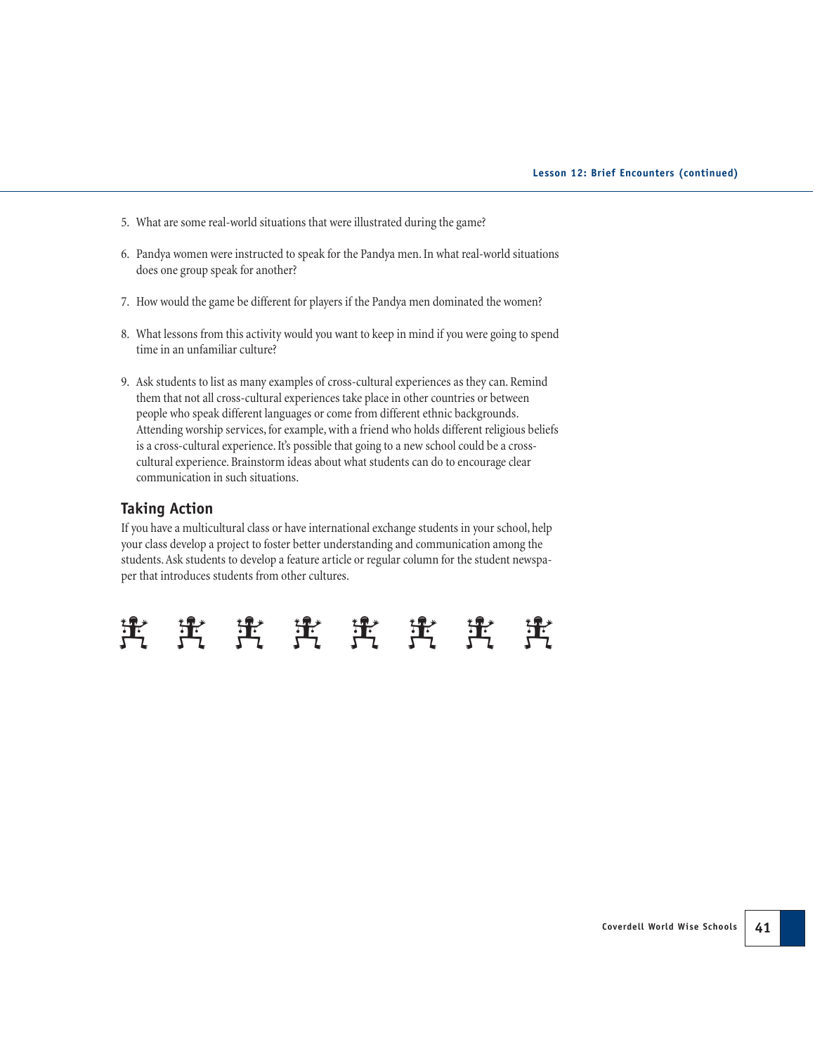5. What are some real-world situations that were illustrated during the game?

6. Pandya women were instructed to speak for the Pandya men. In what real-world situations does one group speak for another?

7. How would the game be different for players if the Pandya men dominated the women?

8. What lessons from this activity would you want to keep in mind if you were going to spend time in an unfamiliar culture?

9. Ask students to list as many examples of cross-cultural experiences as they can. Remind them that not all cross-cultural experiences take place in other countries or between people who speak different languages or come from different ethnic backgrounds. Attending worship services, for example, with a friend who holds different religious beliefs is a cross-cultural experience. It's possible that going to a new school could be a cross-cultural experience. Brainstorm ideas about what students can do to encourage clear communication in such situations.

## Taking Action

If you have a multicultural class or have international exchange students in your school, help your class develop a project to foster better understanding and communication among the students. Ask students to develop a feature article or regular column for the student newspaper that introduces students from other cultures.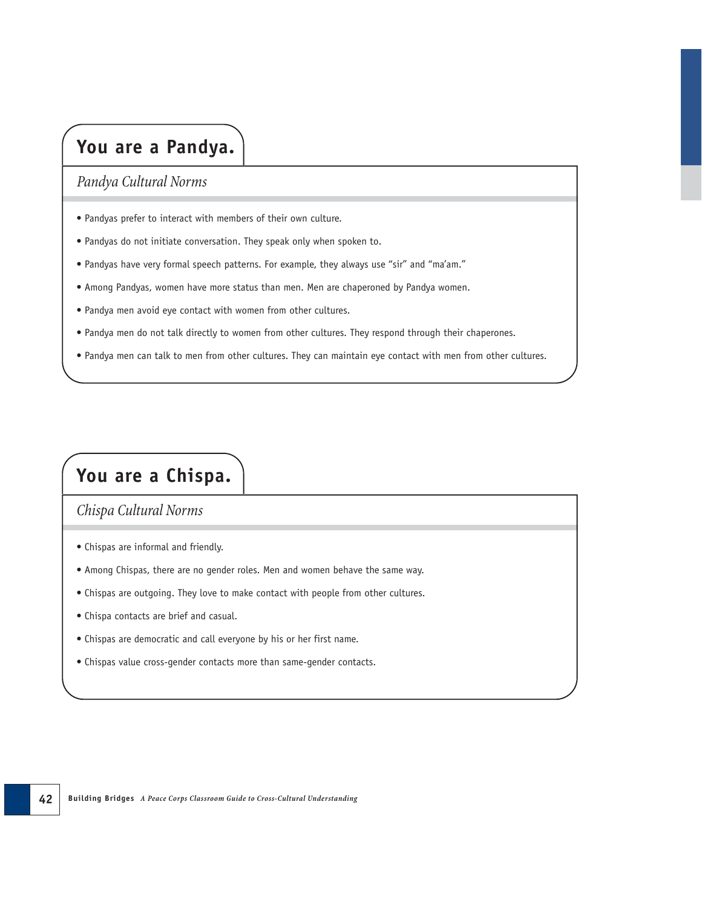## You are a Pandya.

### *Pandya Cultural Norms*

- Pandyas prefer to interact with members of their own culture.
- Pandyas do not initiate conversation. They speak only when spoken to.
- Pandyas have very formal speech patterns. For example, they always use “sir” and “ma’am.”
- Among Pandyas, women have more status than men. Men are chaperoned by Pandya women.
- Pandya men avoid eye contact with women from other cultures.
- Pandya men do not talk directly to women from other cultures. They respond through their chaperones.
- Pandya men can talk to men from other cultures. They can maintain eye contact with men from other cultures.

## You are a Chispa.

### *Chispa Cultural Norms*

- Chispas are informal and friendly.
- Among Chispas, there are no gender roles. Men and women behave the same way.
- Chispas are outgoing. They love to make contact with people from other cultures.
- Chispa contacts are brief and casual.
- Chispas are democratic and call everyone by his or her first name.
- Chispas value cross-gender contacts more than same-gender contacts.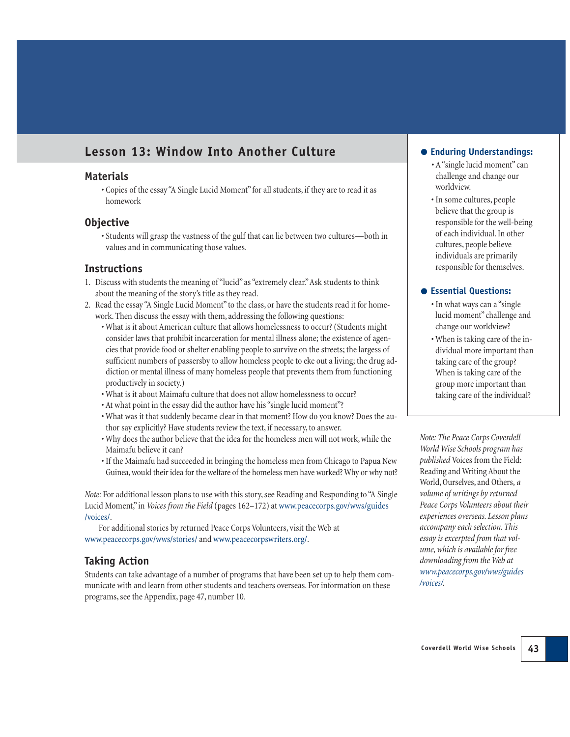## Lesson 13: Window Into Another Culture

### Materials

- Copies of the essay "A Single Lucid Moment" for all students, if they are to read it as homework

### Objective

- Students will grasp the vastness of the gulf that can lie between two cultures—both in values and in communicating those values.

### Instructions

1. Discuss with students the meaning of "lucid" as "extremely clear." Ask students to think about the meaning of the story's title as they read.
2. Read the essay "A Single Lucid Moment" to the class, or have the students read it for homework. Then discuss the essay with them, addressing the following questions:
   - What is it about American culture that allows homelessness to occur? (Students might consider laws that prohibit incarceration for mental illness alone; the existence of agencies that provide food or shelter enabling people to survive on the streets; the largess of sufficient numbers of passersby to allow homeless people to eke out a living; the drug addiction or mental illness of many homeless people that prevents them from functioning productively in society.)
   - What is it about Maimafu culture that does not allow homelessness to occur?
   - At what point in the essay did the author have his "single lucid moment"?
   - What was it that suddenly became clear in that moment? How do you know? Does the author say explicitly? Have students review the text, if necessary, to answer.
   - Why does the author believe that the idea for the homeless men will not work, while the Maimafu believe it can?
   - If the Maimafu had succeeded in bringing the homeless men from Chicago to Papua New Guinea, would their idea for the welfare of the homeless men have worked? Why or why not?

*Note:* For additional lesson plans to use with this story, see Reading and Responding to "A Single Lucid Moment," in *Voices from the Field* (pages 162–172) at www.peacecorps.gov/wws/guides/voices/.

For additional stories by returned Peace Corps Volunteers, visit the Web at www.peacecorps.gov/wws/stories/ and www.peacecorpswriters.org/.

### Taking Action

Students can take advantage of a number of programs that have been set up to help them communicate with and learn from other students and teachers overseas. For information on these programs, see the Appendix, page 47, number 10.

**Enduring Understandings:**

- A "single lucid moment" can challenge and change our worldview.
- In some cultures, people believe that the group is responsible for the well-being of each individual. In other cultures, people believe individuals are primarily responsible for themselves.

**Essential Questions:**

- In what ways can a "single lucid moment" challenge and change our worldview?
- When is taking care of the individual more important than taking care of the group? When is taking care of the group more important than taking care of the individual?

*Note: The Peace Corps Coverdell World Wise Schools program has published* Voices from the Field: Reading and Writing About the World, Ourselves, and Others, *a volume of writings by returned Peace Corps Volunteers about their experiences overseas. Lesson plans accompany each selection. This essay is excerpted from that volume, which is available for free downloading from the Web at www.peacecorps.gov/wws/guides/voices/.*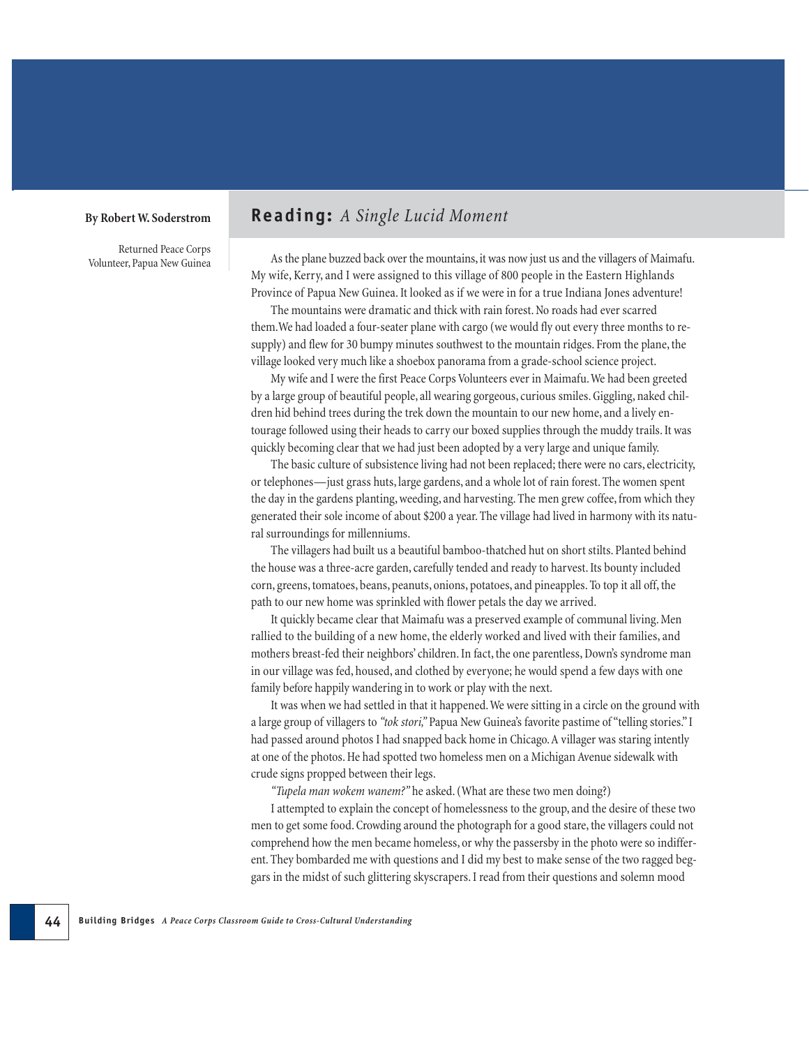**By Robert W. Soderstrom**

Returned Peace Corps Volunteer, Papua New Guinea

## **Reading:** *A Single Lucid Moment*

As the plane buzzed back over the mountains, it was now just us and the villagers of Maimafu. My wife, Kerry, and I were assigned to this village of 800 people in the Eastern Highlands Province of Papua New Guinea. It looked as if we were in for a true Indiana Jones adventure!

The mountains were dramatic and thick with rain forest. No roads had ever scarred them. We had loaded a four-seater plane with cargo (we would fly out every three months to re-supply) and flew for 30 bumpy minutes southwest to the mountain ridges. From the plane, the village looked very much like a shoebox panorama from a grade-school science project.

My wife and I were the first Peace Corps Volunteers ever in Maimafu. We had been greeted by a large group of beautiful people, all wearing gorgeous, curious smiles. Giggling, naked children hid behind trees during the trek down the mountain to our new home, and a lively entourage followed using their heads to carry our boxed supplies through the muddy trails. It was quickly becoming clear that we had just been adopted by a very large and unique family.

The basic culture of subsistence living had not been replaced; there were no cars, electricity, or telephones—just grass huts, large gardens, and a whole lot of rain forest. The women spent the day in the gardens planting, weeding, and harvesting. The men grew coffee, from which they generated their sole income of about $200 a year. The village had lived in harmony with its natural surroundings for millenniums.

The villagers had built us a beautiful bamboo-thatched hut on short stilts. Planted behind the house was a three-acre garden, carefully tended and ready to harvest. Its bounty included corn, greens, tomatoes, beans, peanuts, onions, potatoes, and pineapples. To top it all off, the path to our new home was sprinkled with flower petals the day we arrived.

It quickly became clear that Maimafu was a preserved example of communal living. Men rallied to the building of a new home, the elderly worked and lived with their families, and mothers breast-fed their neighbors' children. In fact, the one parentless, Down's syndrome man in our village was fed, housed, and clothed by everyone; he would spend a few days with one family before happily wandering in to work or play with the next.

It was when we had settled in that it happened. We were sitting in a circle on the ground with a large group of villagers to *"tok stori,"* Papua New Guinea's favorite pastime of "telling stories." I had passed around photos I had snapped back home in Chicago. A villager was staring intently at one of the photos. He had spotted two homeless men on a Michigan Avenue sidewalk with crude signs propped between their legs.

*"Tupela man wokem wanem?"* he asked. (What are these two men doing?)

I attempted to explain the concept of homelessness to the group, and the desire of these two men to get some food. Crowding around the photograph for a good stare, the villagers could not comprehend how the men became homeless, or why the passersby in the photo were so indifferent. They bombarded me with questions and I did my best to make sense of the two ragged beggars in the midst of such glittering skyscrapers. I read from their questions and solemn mood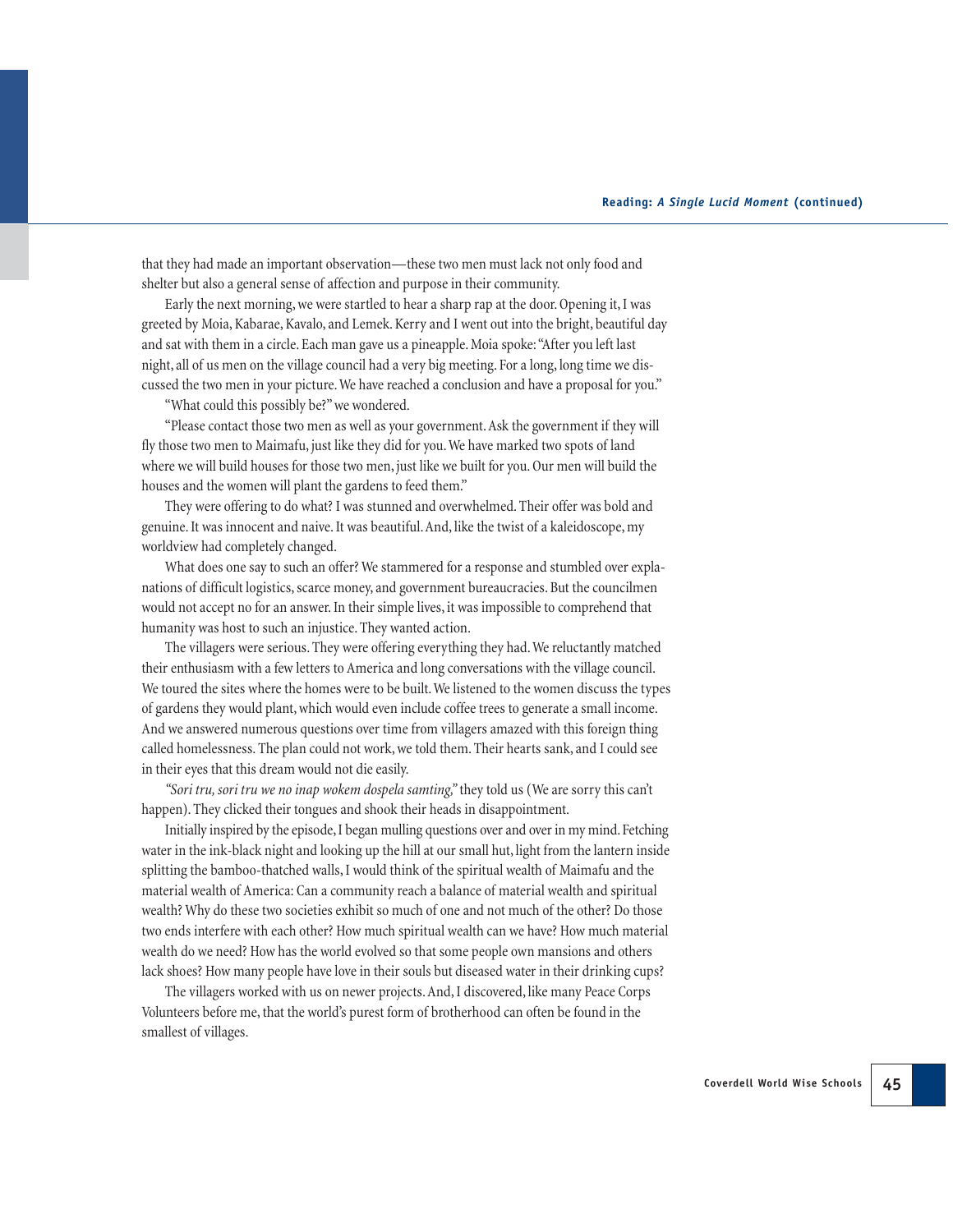that they had made an important observation—these two men must lack not only food and shelter but also a general sense of affection and purpose in their community.

Early the next morning, we were startled to hear a sharp rap at the door. Opening it, I was greeted by Moia, Kabarae, Kavalo, and Lemek. Kerry and I went out into the bright, beautiful day and sat with them in a circle. Each man gave us a pineapple. Moia spoke: "After you left last night, all of us men on the village council had a very big meeting. For a long, long time we discussed the two men in your picture. We have reached a conclusion and have a proposal for you."

"What could this possibly be?" we wondered.

"Please contact those two men as well as your government. Ask the government if they will fly those two men to Maimafu, just like they did for you. We have marked two spots of land where we will build houses for those two men, just like we built for you. Our men will build the houses and the women will plant the gardens to feed them."

They were offering to do what? I was stunned and overwhelmed. Their offer was bold and genuine. It was innocent and naive. It was beautiful. And, like the twist of a kaleidoscope, my worldview had completely changed.

What does one say to such an offer? We stammered for a response and stumbled over explanations of difficult logistics, scarce money, and government bureaucracies. But the councilmen would not accept no for an answer. In their simple lives, it was impossible to comprehend that humanity was host to such an injustice. They wanted action.

The villagers were serious. They were offering everything they had. We reluctantly matched their enthusiasm with a few letters to America and long conversations with the village council. We toured the sites where the homes were to be built. We listened to the women discuss the types of gardens they would plant, which would even include coffee trees to generate a small income. And we answered numerous questions over time from villagers amazed with this foreign thing called homelessness. The plan could not work, we told them. Their hearts sank, and I could see in their eyes that this dream would not die easily.

*"Sori tru, sori tru we no inap wokem dospela samting,"* they told us (We are sorry this can't happen). They clicked their tongues and shook their heads in disappointment.

Initially inspired by the episode, I began mulling questions over and over in my mind. Fetching water in the ink-black night and looking up the hill at our small hut, light from the lantern inside splitting the bamboo-thatched walls, I would think of the spiritual wealth of Maimafu and the material wealth of America: Can a community reach a balance of material wealth and spiritual wealth? Why do these two societies exhibit so much of one and not much of the other? Do those two ends interfere with each other? How much spiritual wealth can we have? How much material wealth do we need? How has the world evolved so that some people own mansions and others lack shoes? How many people have love in their souls but diseased water in their drinking cups?

The villagers worked with us on newer projects. And, I discovered, like many Peace Corps Volunteers before me, that the world's purest form of brotherhood can often be found in the smallest of villages.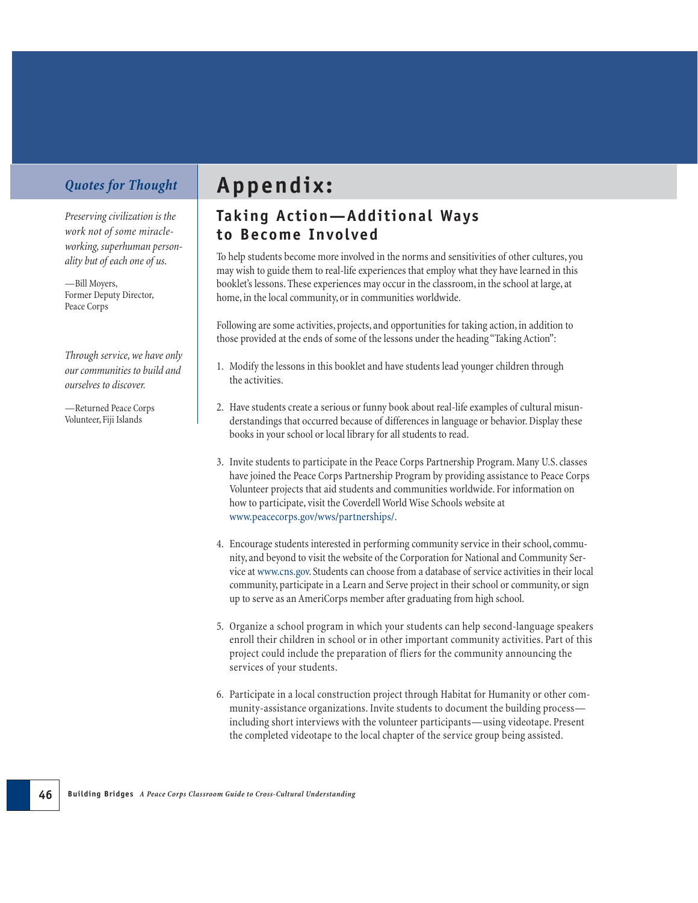# Appendix:

## Taking Action—Additional Ways to Become Involved

### *Quotes for Thought*

*Preserving civilization is the work not of some miracle-working, superhuman personality but of each one of us.*

—Bill Moyers,
Former Deputy Director,
Peace Corps

*Through service, we have only our communities to build and ourselves to discover.*

—Returned Peace Corps
Volunteer, Fiji Islands

To help students become more involved in the norms and sensitivities of other cultures, you may wish to guide them to real-life experiences that employ what they have learned in this booklet's lessons. These experiences may occur in the classroom, in the school at large, at home, in the local community, or in communities worldwide.

Following are some activities, projects, and opportunities for taking action, in addition to those provided at the ends of some of the lessons under the heading "Taking Action":

1. Modify the lessons in this booklet and have students lead younger children through the activities.
2. Have students create a serious or funny book about real-life examples of cultural misunderstandings that occurred because of differences in language or behavior. Display these books in your school or local library for all students to read.
3. Invite students to participate in the Peace Corps Partnership Program. Many U.S. classes have joined the Peace Corps Partnership Program by providing assistance to Peace Corps Volunteer projects that aid students and communities worldwide. For information on how to participate, visit the Coverdell World Wise Schools website at www.peacecorps.gov/wws/partnerships/.
4. Encourage students interested in performing community service in their school, community, and beyond to visit the website of the Corporation for National and Community Service at www.cns.gov. Students can choose from a database of service activities in their local community, participate in a Learn and Serve project in their school or community, or sign up to serve as an AmeriCorps member after graduating from high school.
5. Organize a school program in which your students can help second-language speakers enroll their children in school or in other important community activities. Part of this project could include the preparation of fliers for the community announcing the services of your students.
6. Participate in a local construction project through Habitat for Humanity or other community-assistance organizations. Invite students to document the building process—including short interviews with the volunteer participants—using videotape. Present the completed videotape to the local chapter of the service group being assisted.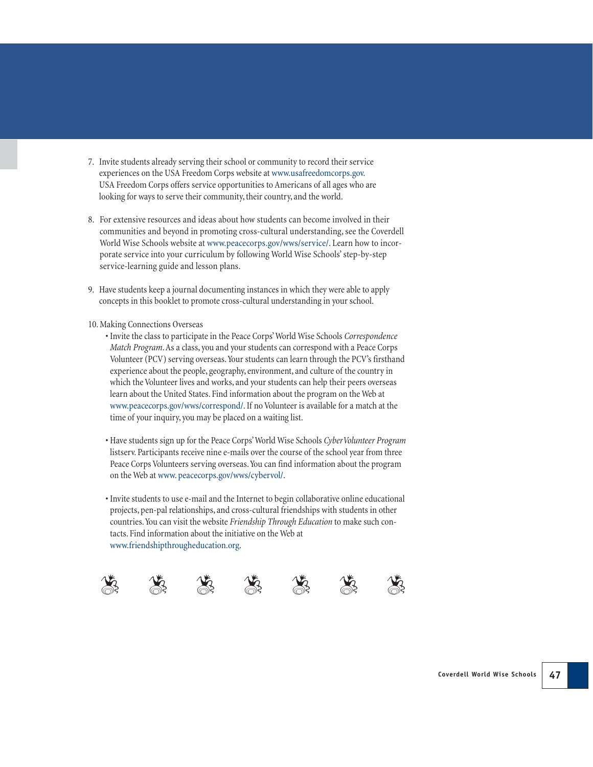7. Invite students already serving their school or community to record their service experiences on the USA Freedom Corps website at www.usafreedomcorps.gov. USA Freedom Corps offers service opportunities to Americans of all ages who are looking for ways to serve their community, their country, and the world.

8. For extensive resources and ideas about how students can become involved in their communities and beyond in promoting cross-cultural understanding, see the Coverdell World Wise Schools website at www.peacecorps.gov/wws/service/. Learn how to incorporate service into your curriculum by following World Wise Schools' step-by-step service-learning guide and lesson plans.

9. Have students keep a journal documenting instances in which they were able to apply concepts in this booklet to promote cross-cultural understanding in your school.

10. Making Connections Overseas
    - Invite the class to participate in the Peace Corps' World Wise Schools *Correspondence Match Program*. As a class, you and your students can correspond with a Peace Corps Volunteer (PCV) serving overseas. Your students can learn through the PCV's firsthand experience about the people, geography, environment, and culture of the country in which the Volunteer lives and works, and your students can help their peers overseas learn about the United States. Find information about the program on the Web at www.peacecorps.gov/wws/correspond/. If no Volunteer is available for a match at the time of your inquiry, you may be placed on a waiting list.

    - Have students sign up for the Peace Corps' World Wise Schools *CyberVolunteer Program* listserv. Participants receive nine e-mails over the course of the school year from three Peace Corps Volunteers serving overseas. You can find information about the program on the Web at www. peacecorps.gov/wws/cybervol/.

    - Invite students to use e-mail and the Internet to begin collaborative online educational projects, pen-pal relationships, and cross-cultural friendships with students in other countries. You can visit the website *Friendship Through Education* to make such contacts. Find information about the initiative on the Web at www.friendshipthrougheducation.org.